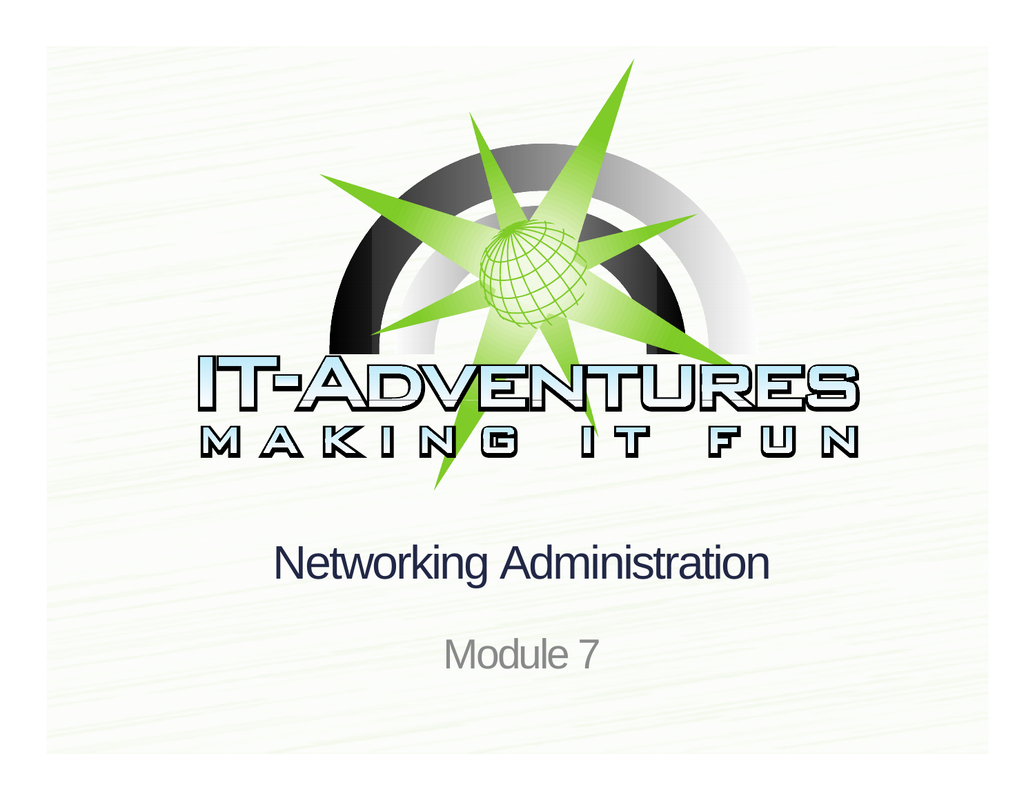IT-ADVENTURES

MAKING IT FUN

# Networking Administration

Module 7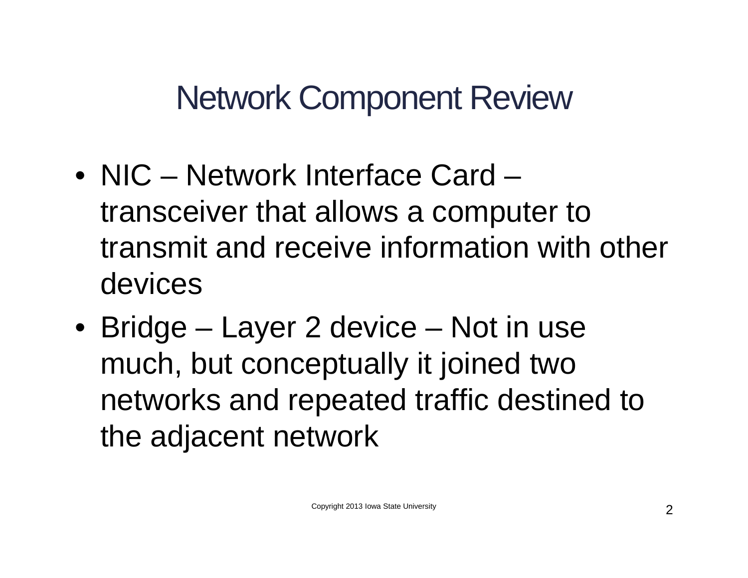# Network Component Review

- NIC – Network Interface Card – transceiver that allows a computer to transmit and receive information with other devices
- Bridge – Layer 2 device – Not in use much, but conceptually it joined two networks and repeated traffic destined to the adjacent network

Copyright 2013 Iowa State University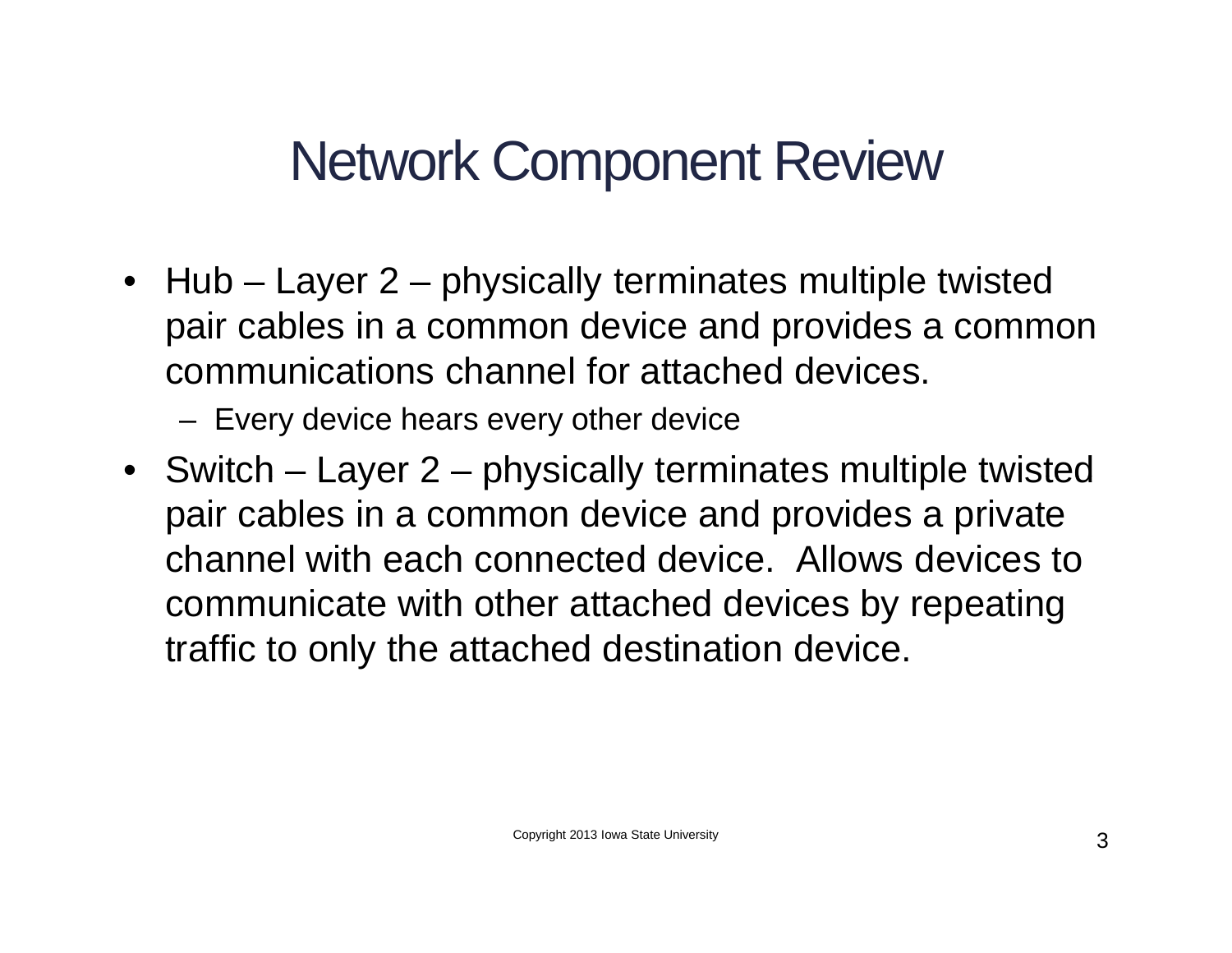# Network Component Review

- Hub – Layer 2 – physically terminates multiple twisted pair cables in a common device and provides a common communications channel for attached devices.
  - Every device hears every other device
- Switch – Layer 2 – physically terminates multiple twisted pair cables in a common device and provides a private channel with each connected device. Allows devices to communicate with other attached devices by repeating traffic to only the attached destination device.

Copyright 2013 Iowa State University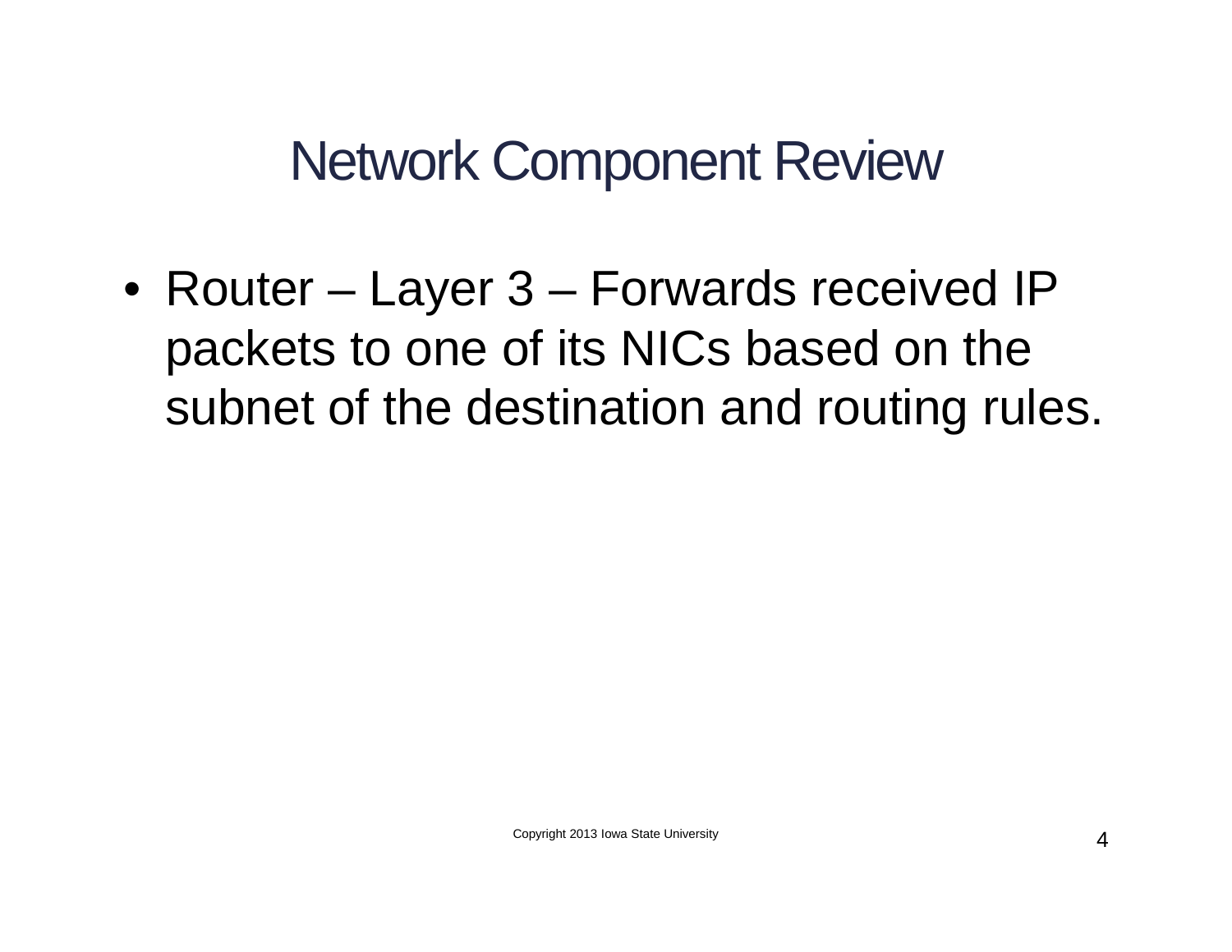# Network Component Review

- Router – Layer 3 – Forwards received IP packets to one of its NICs based on the subnet of the destination and routing rules.

Copyright 2013 Iowa State University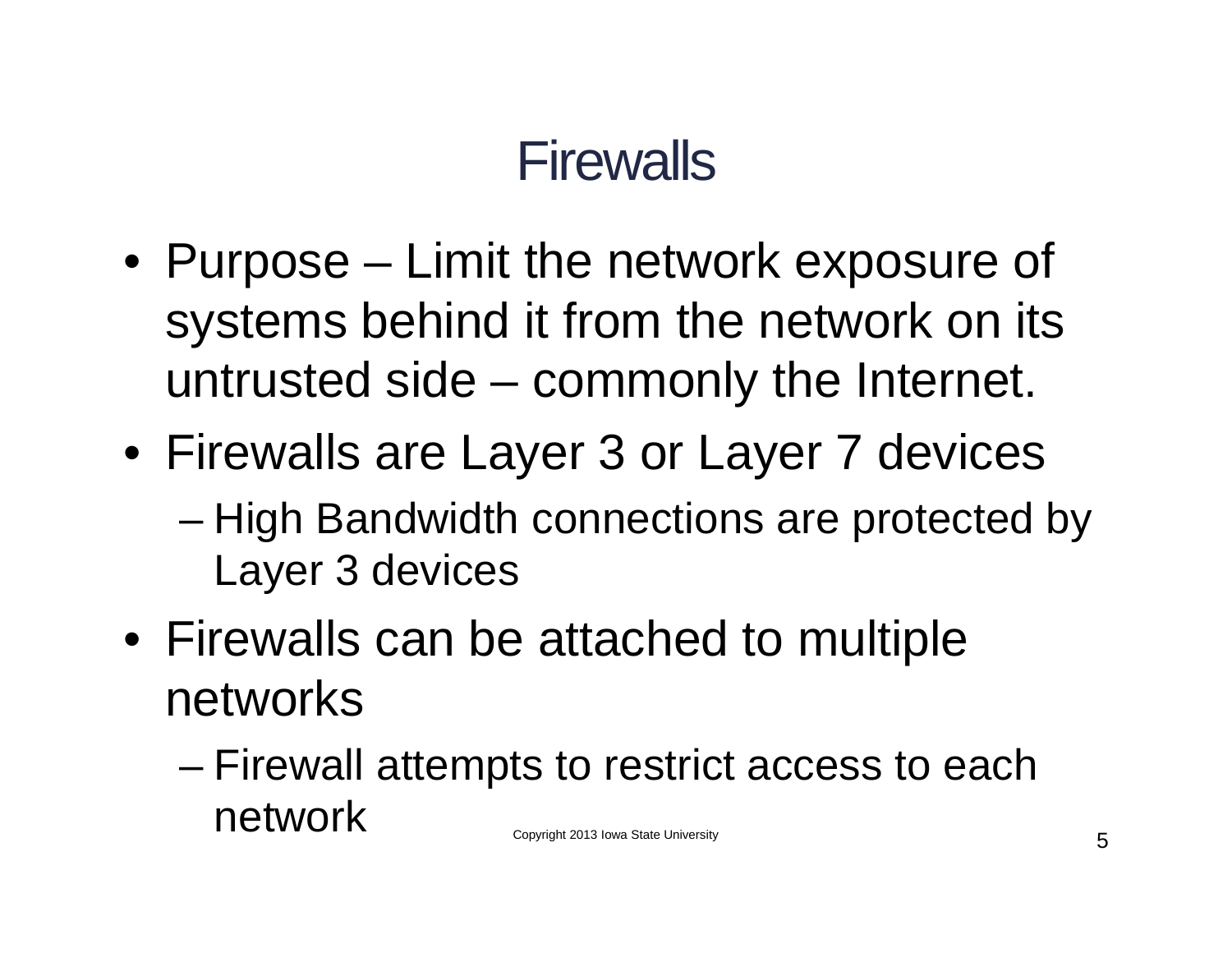# Firewalls

- Purpose – Limit the network exposure of systems behind it from the network on its untrusted side – commonly the Internet.
- Firewalls are Layer 3 or Layer 7 devices
  - High Bandwidth connections are protected by Layer 3 devices
- Firewalls can be attached to multiple networks
  - Firewall attempts to restrict access to each network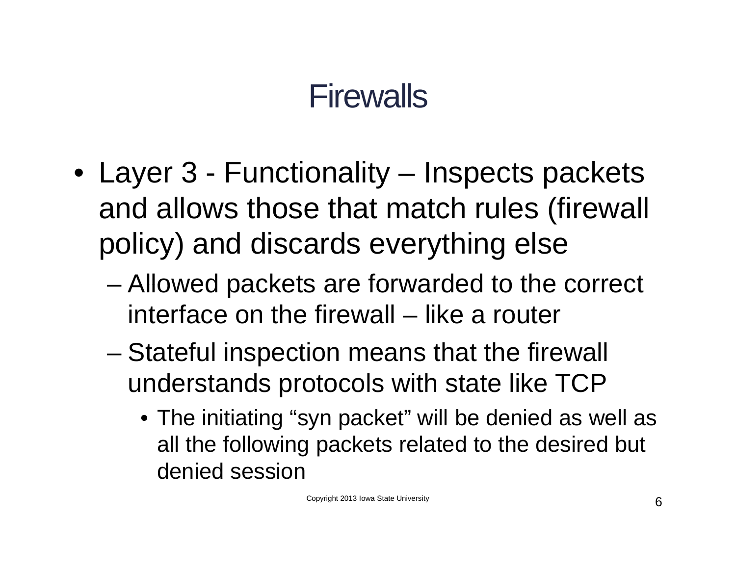# Firewalls

- Layer 3 - Functionality – Inspects packets and allows those that match rules (firewall policy) and discards everything else
  - Allowed packets are forwarded to the correct interface on the firewall – like a router
  - Stateful inspection means that the firewall understands protocols with state like TCP
    - The initiating "syn packet" will be denied as well as all the following packets related to the desired but denied session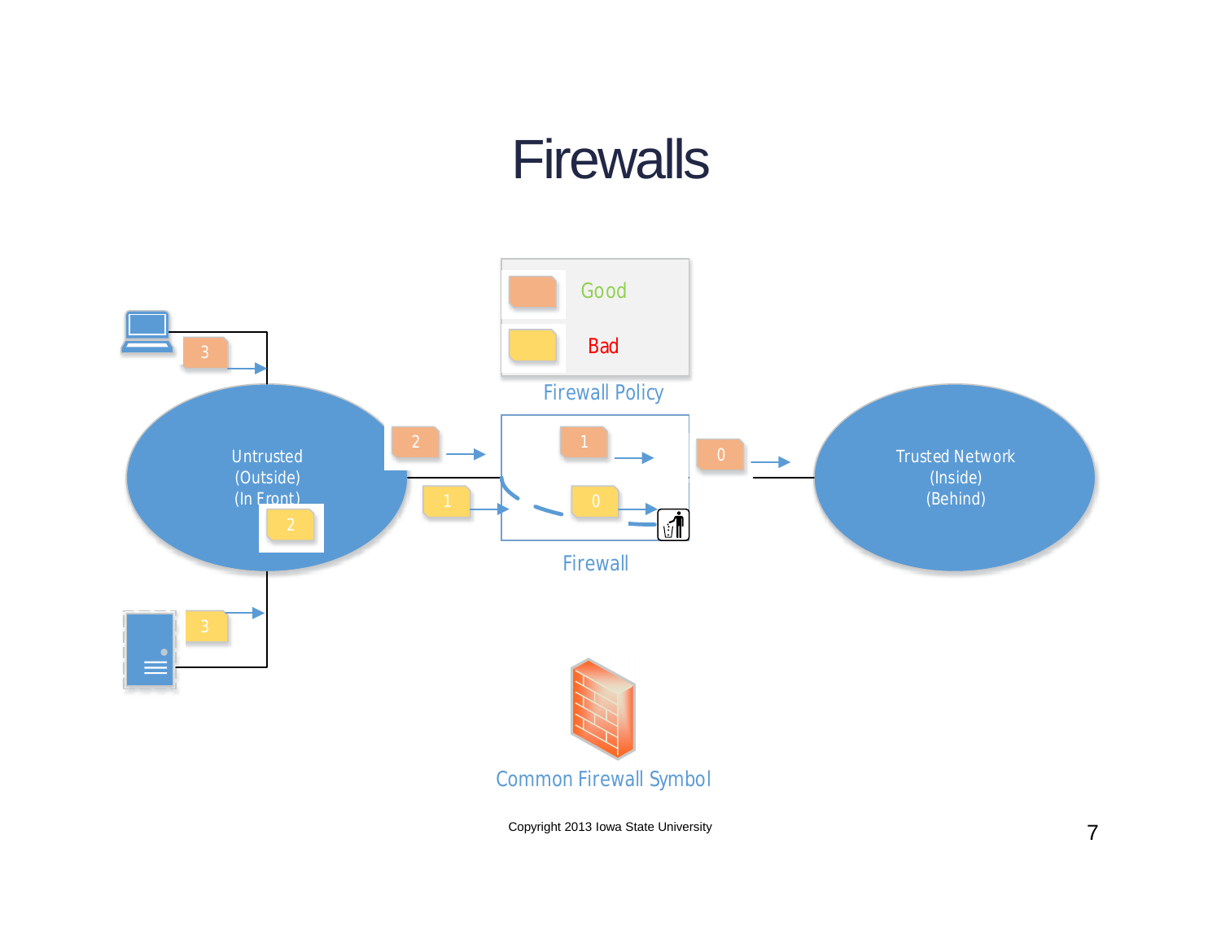# Firewalls

Good

Bad

Firewall Policy

Untrusted (Outside) (In Front)

Firewall

Trusted Network (Inside) (Behind)

Common Firewall Symbol

Copyright 2013 Iowa State University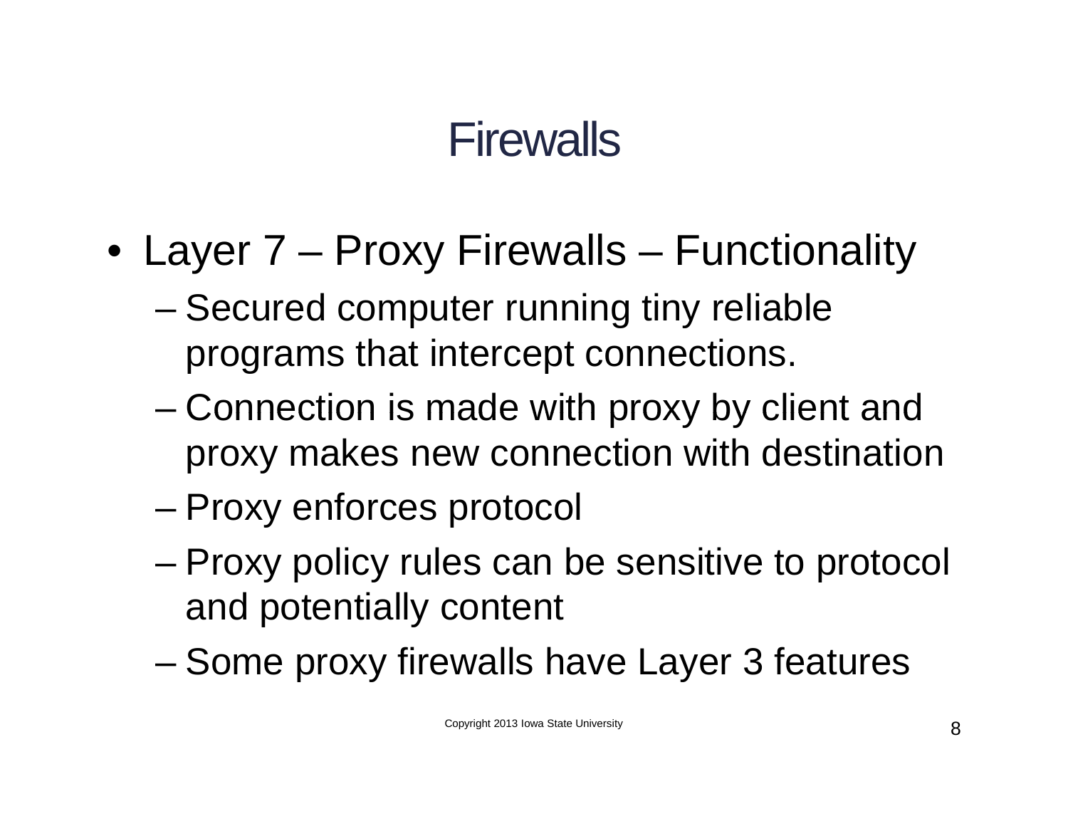# Firewalls

- Layer 7 – Proxy Firewalls – Functionality
  - Secured computer running tiny reliable programs that intercept connections.
  - Connection is made with proxy by client and proxy makes new connection with destination
  - Proxy enforces protocol
  - Proxy policy rules can be sensitive to protocol and potentially content
  - Some proxy firewalls have Layer 3 features

Copyright 2013 Iowa State University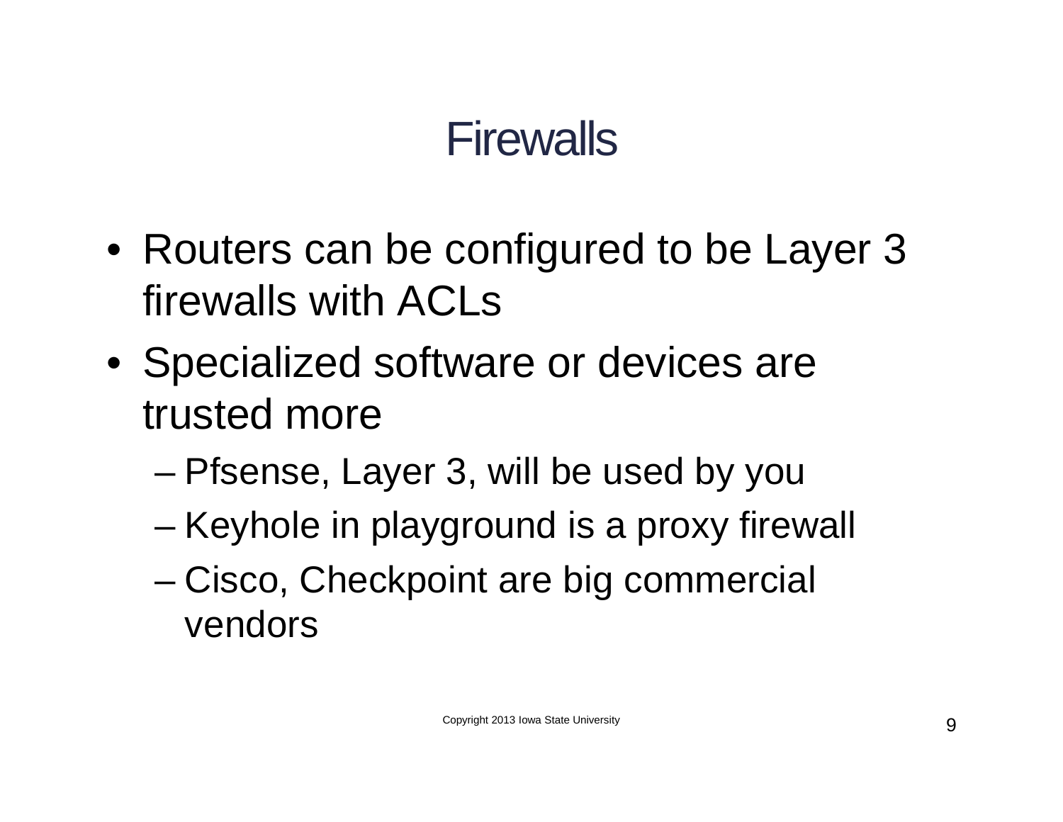# Firewalls

- Routers can be configured to be Layer 3 firewalls with ACLs
- Specialized software or devices are trusted more
  - Pfsense, Layer 3, will be used by you
  - Keyhole in playground is a proxy firewall
  - Cisco, Checkpoint are big commercial vendors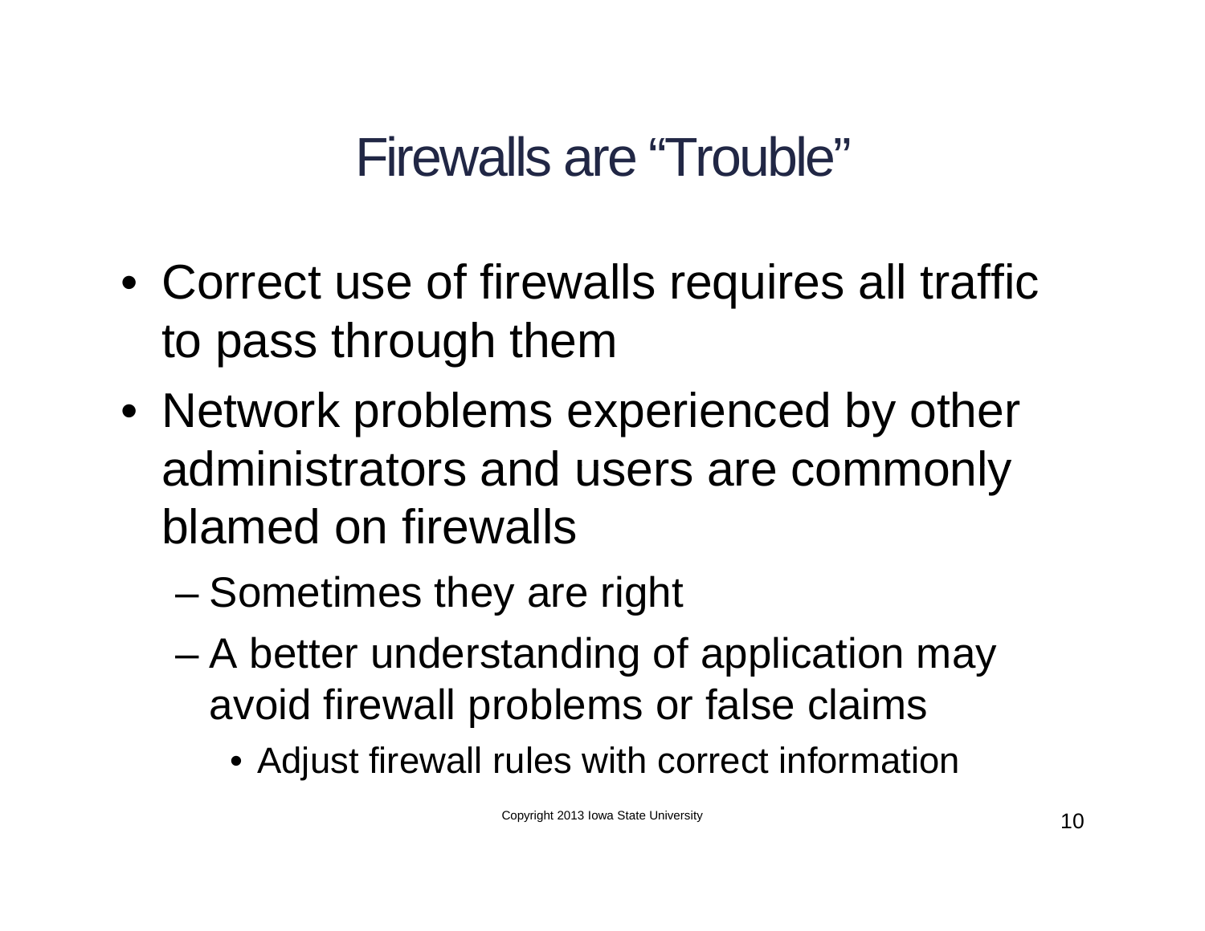# Firewalls are "Trouble"

- Correct use of firewalls requires all traffic to pass through them
- Network problems experienced by other administrators and users are commonly blamed on firewalls
  - Sometimes they are right
  - A better understanding of application may avoid firewall problems or false claims
    - Adjust firewall rules with correct information

Copyright 2013 Iowa State University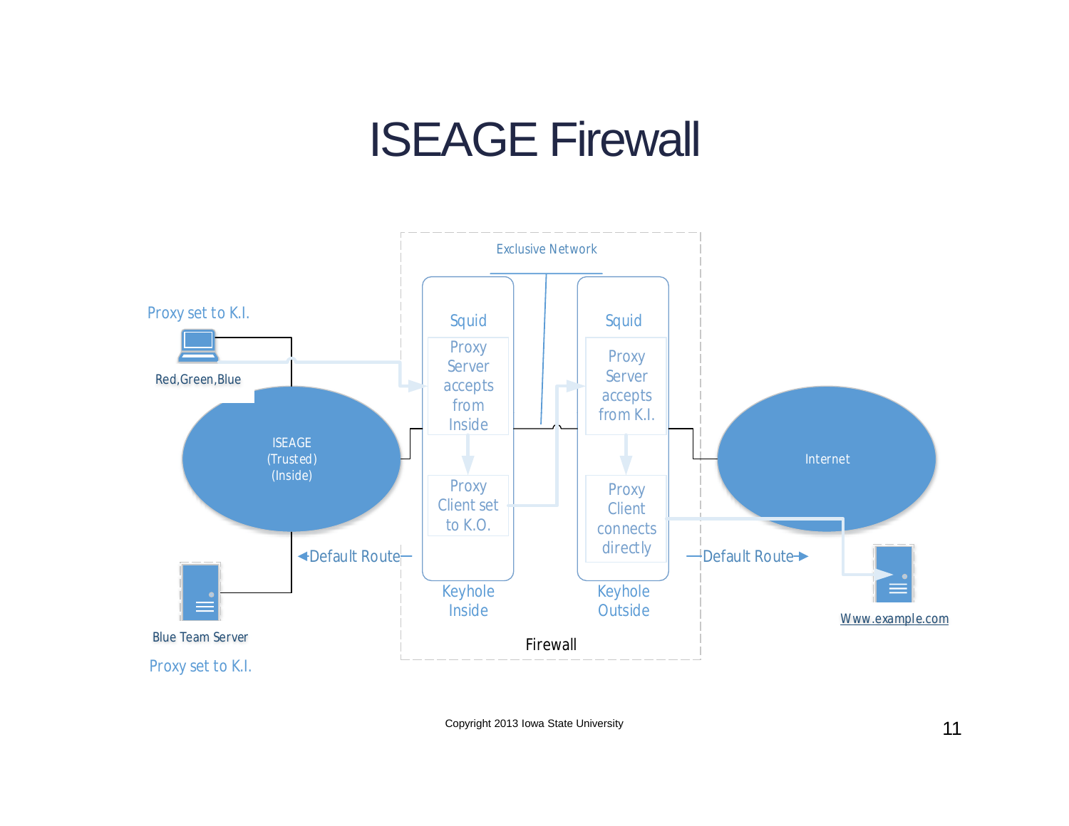# ISEAGE Firewall

Exclusive Network

Proxy set to K.I.

Red,Green,Blue

ISEAGE (Trusted) (Inside)

Blue Team Server

Proxy set to K.I.

Squid

Proxy Server accepts from Inside

Proxy Client set to K.O.

Keyhole Inside

Squid

Proxy Server accepts from K.I.

Proxy Client connects directly

Keyhole Outside

Firewall

Default Route

Default Route

Internet

Www.example.com

Copyright 2013 Iowa State University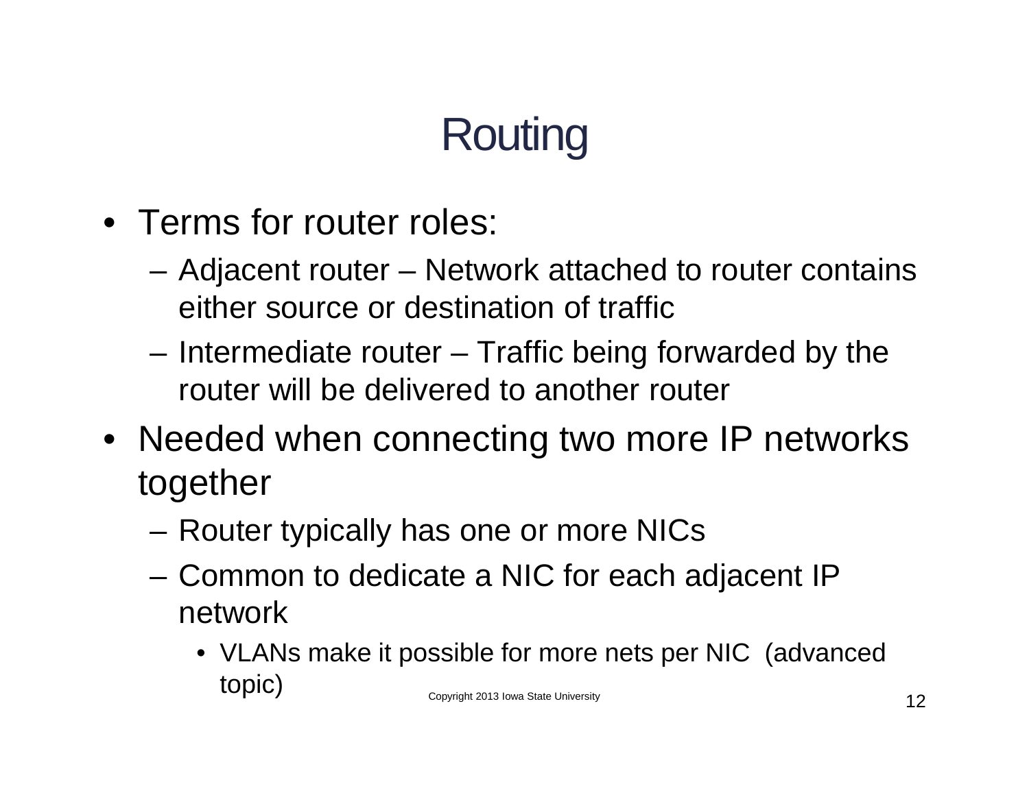# Routing

- Terms for router roles:
  - Adjacent router – Network attached to router contains either source or destination of traffic
  - Intermediate router – Traffic being forwarded by the router will be delivered to another router
- Needed when connecting two more IP networks together
  - Router typically has one or more NICs
  - Common to dedicate a NIC for each adjacent IP network
    - VLANs make it possible for more nets per NIC (advanced topic)

Copyright 2013 Iowa State University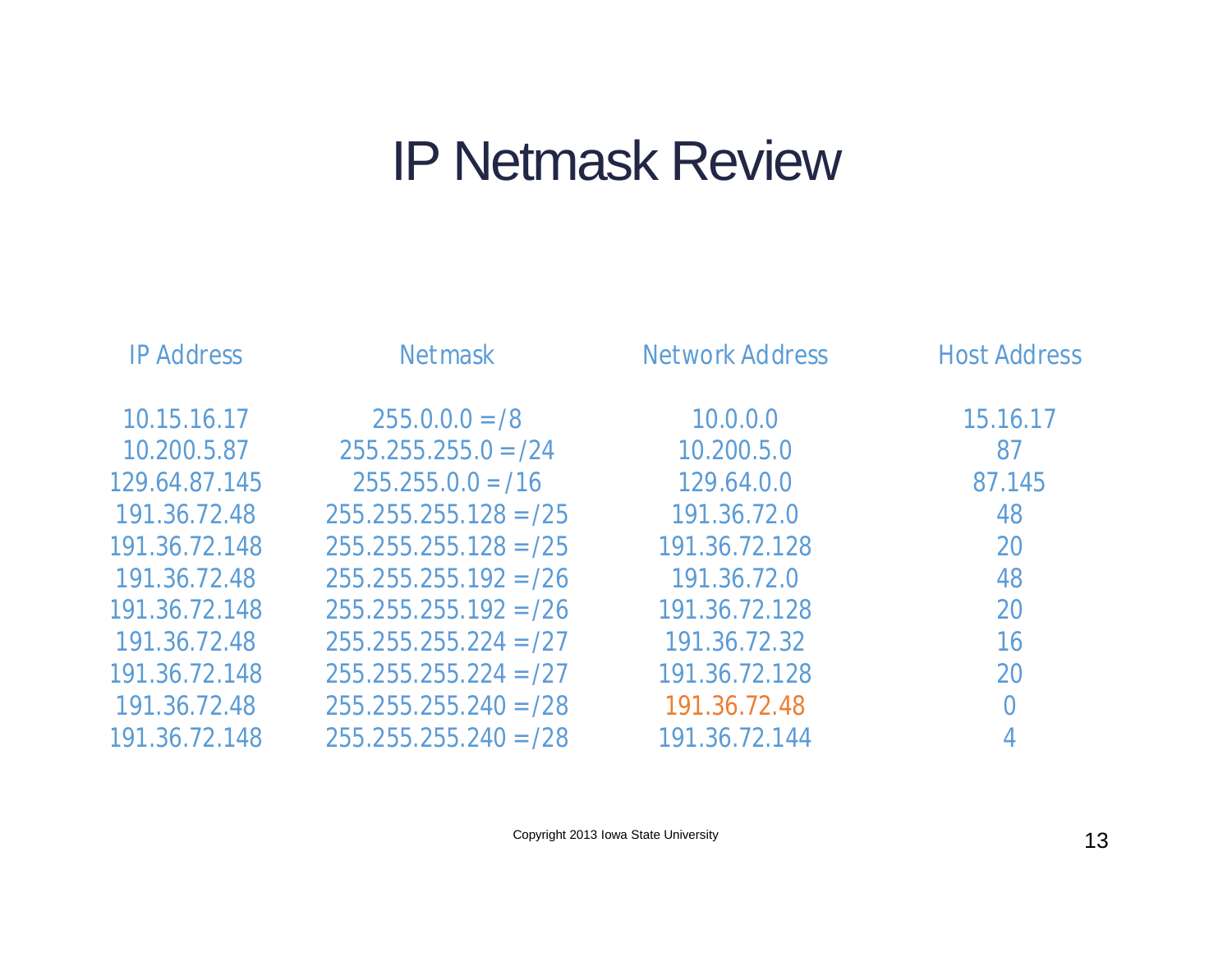# IP Netmask Review

| IP Address | Netmask | Network Address | Host Address |
|---|---|---|---|
| 10.15.16.17 | 255.0.0.0 = /8 | 10.0.0.0 | 15.16.17 |
| 10.200.5.87 | 255.255.255.0 = /24 | 10.200.5.0 | 87 |
| 129.64.87.145 | 255.255.0.0 = /16 | 129.64.0.0 | 87.145 |
| 191.36.72.48 | 255.255.255.128 = /25 | 191.36.72.0 | 48 |
| 191.36.72.148 | 255.255.255.128 = /25 | 191.36.72.128 | 20 |
| 191.36.72.48 | 255.255.255.192 = /26 | 191.36.72.0 | 48 |
| 191.36.72.148 | 255.255.255.192 = /26 | 191.36.72.128 | 20 |
| 191.36.72.48 | 255.255.255.224 = /27 | 191.36.72.32 | 16 |
| 191.36.72.148 | 255.255.255.224 = /27 | 191.36.72.128 | 20 |
| 191.36.72.48 | 255.255.255.240 = /28 | 191.36.72.48 | 0 |
| 191.36.72.148 | 255.255.255.240 = /28 | 191.36.72.144 | 4 |

Copyright 2013 Iowa State University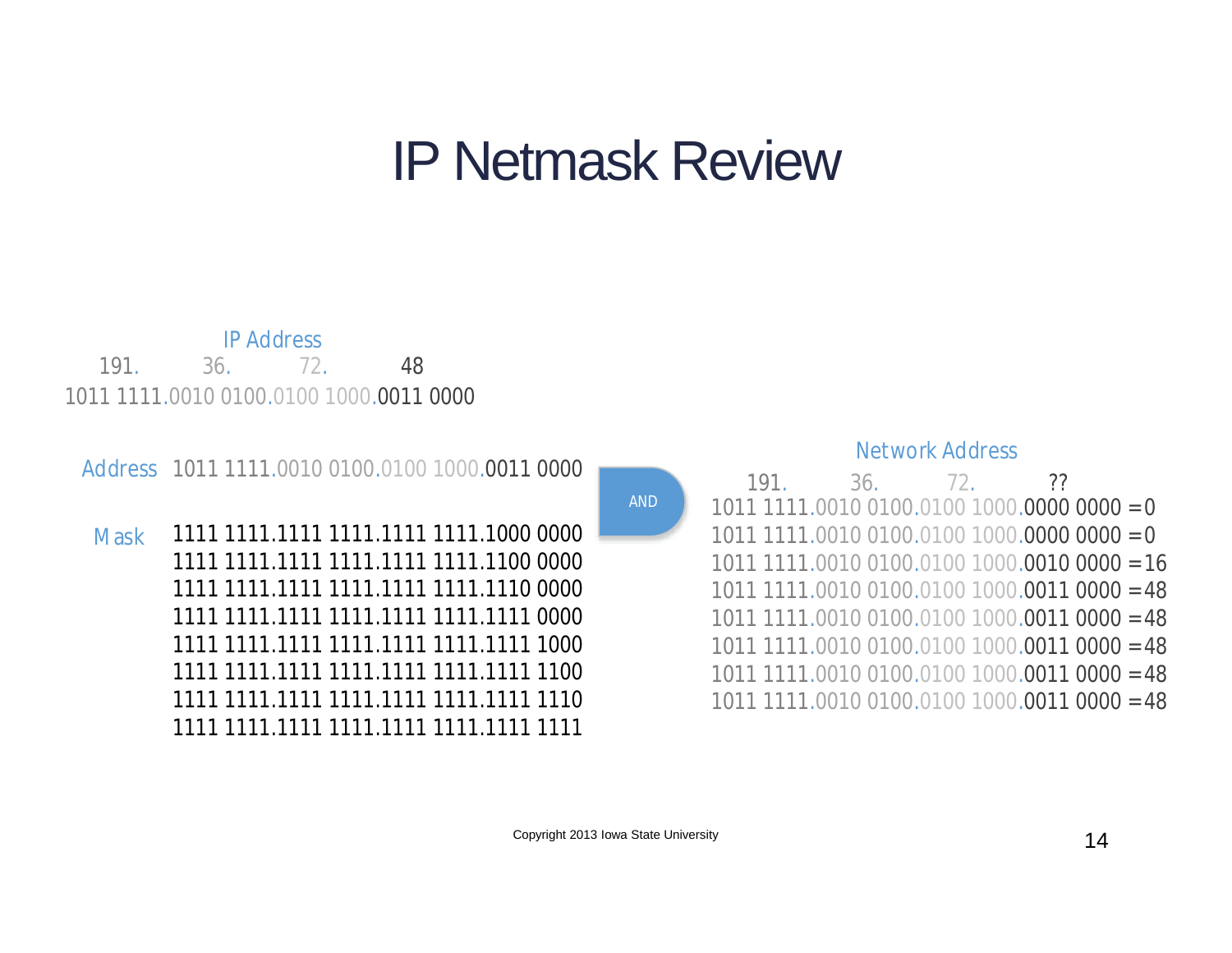# IP Netmask Review

IP Address

| 191. | 36. | 72. | 48 |
|---|---|---|---|
| 1011 1111. | 0010 0100. | 0100 1000. | 0011 0000 |

**Address** 1011 1111.0010 0100.0100 1000.0011 0000

**AND**

| Mask | Network Address (191. 36. 72. ??) |
|---|---|
| 1111 1111.1111 1111.1111 1111.1000 0000 | 1011 1111.0010 0100.0100 1000.0000 0000 = 0 |
| 1111 1111.1111 1111.1111 1111.1100 0000 | 1011 1111.0010 0100.0100 1000.0000 0000 = 0 |
| 1111 1111.1111 1111.1111 1111.1110 0000 | 1011 1111.0010 0100.0100 1000.0010 0000 = 16 |
| 1111 1111.1111 1111.1111 1111.1111 0000 | 1011 1111.0010 0100.0100 1000.0011 0000 = 48 |
| 1111 1111.1111 1111.1111 1111.1111 1000 | 1011 1111.0010 0100.0100 1000.0011 0000 = 48 |
| 1111 1111.1111 1111.1111 1111.1111 1100 | 1011 1111.0010 0100.0100 1000.0011 0000 = 48 |
| 1111 1111.1111 1111.1111 1111.1111 1110 | 1011 1111.0010 0100.0100 1000.0011 0000 = 48 |
| 1111 1111.1111 1111.1111 1111.1111 1111 | 1011 1111.0010 0100.0100 1000.0011 0000 = 48 |

Copyright 2013 Iowa State University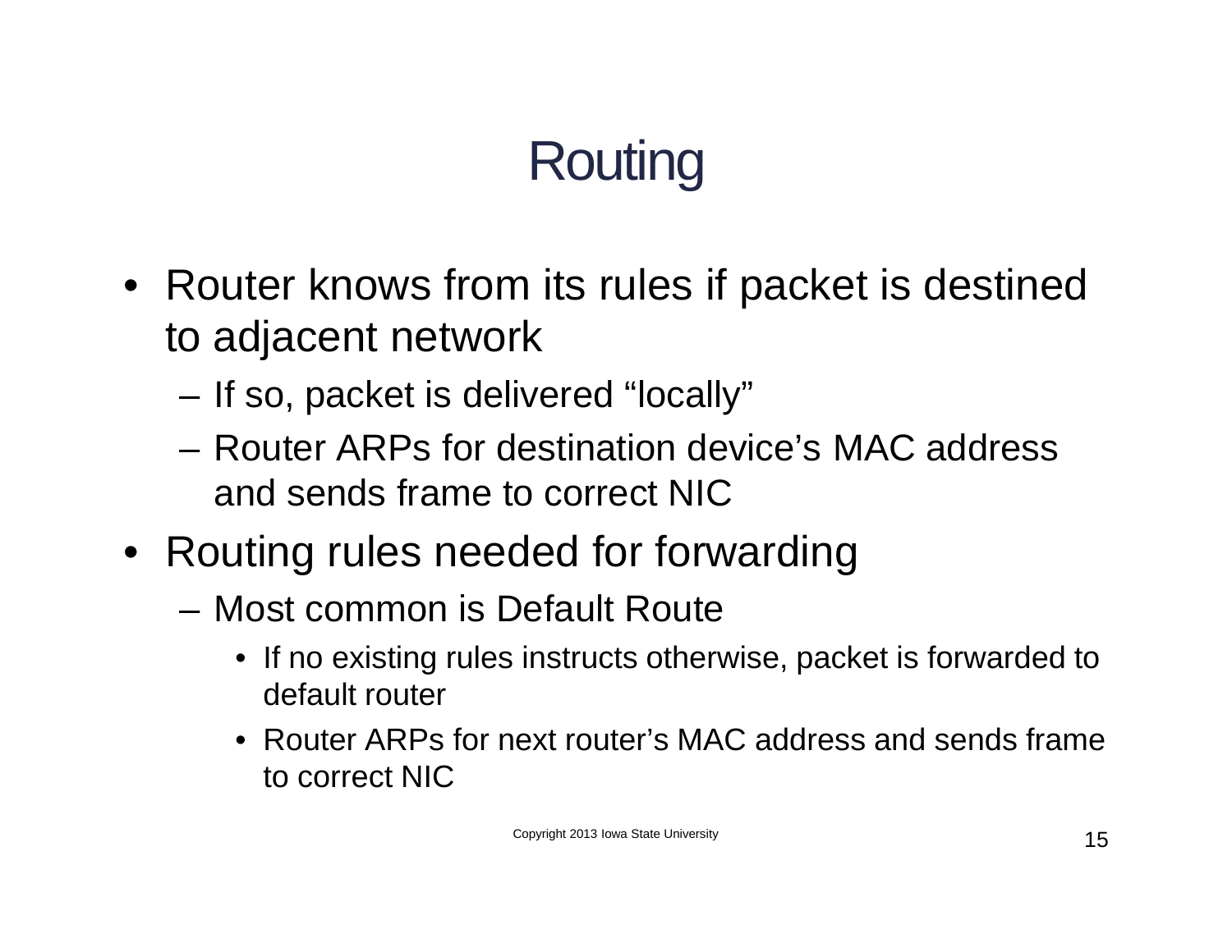# Routing

- Router knows from its rules if packet is destined to adjacent network
  - If so, packet is delivered “locally”
  - Router ARPs for destination device’s MAC address and sends frame to correct NIC
- Routing rules needed for forwarding
  - Most common is Default Route
    - If no existing rules instructs otherwise, packet is forwarded to default router
    - Router ARPs for next router’s MAC address and sends frame to correct NIC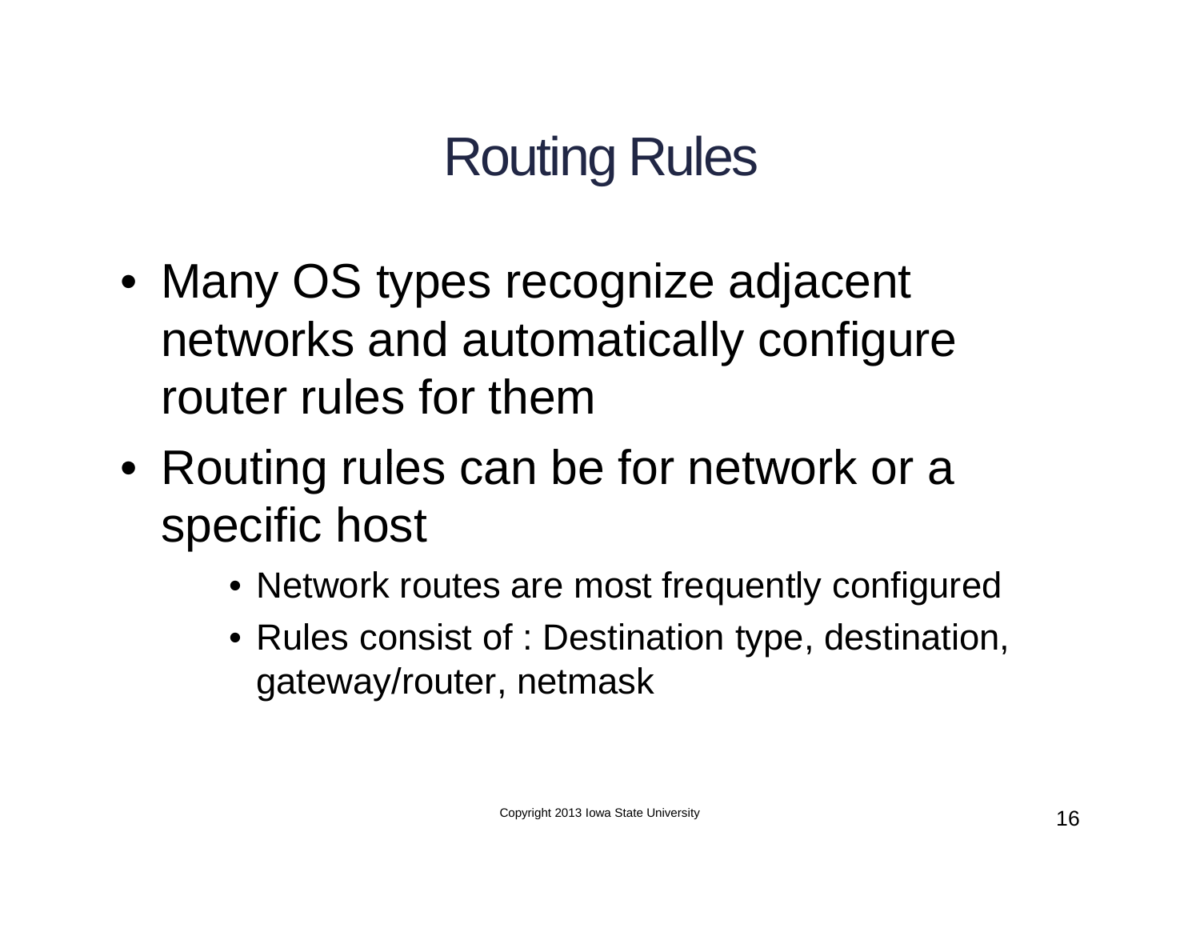# Routing Rules

- Many OS types recognize adjacent networks and automatically configure router rules for them
- Routing rules can be for network or a specific host
  - Network routes are most frequently configured
  - Rules consist of : Destination type, destination, gateway/router, netmask

Copyright 2013 Iowa State University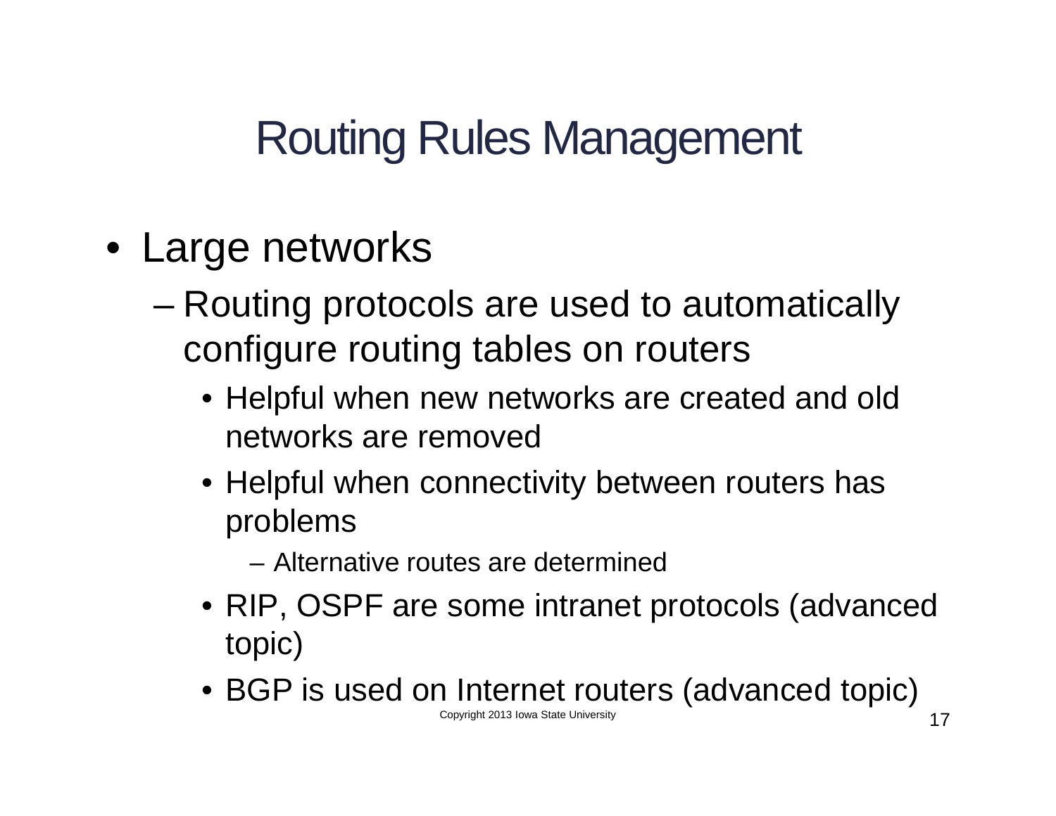# Routing Rules Management

- Large networks
  - Routing protocols are used to automatically configure routing tables on routers
    - Helpful when new networks are created and old networks are removed
    - Helpful when connectivity between routers has problems
      - Alternative routes are determined
    - RIP, OSPF are some intranet protocols (advanced topic)
    - BGP is used on Internet routers (advanced topic)

Copyright 2013 Iowa State University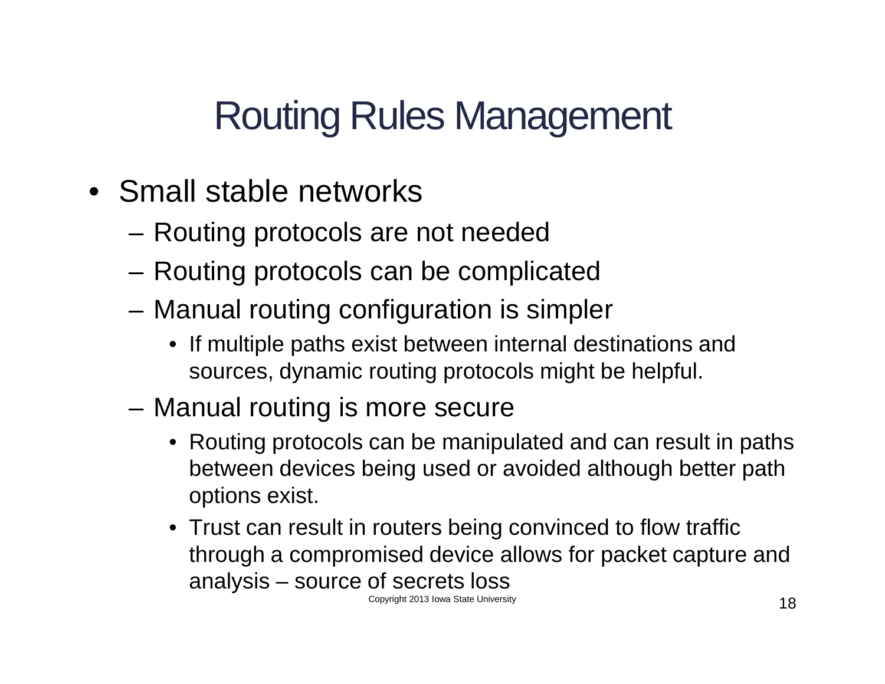# Routing Rules Management

- Small stable networks
  - Routing protocols are not needed
  - Routing protocols can be complicated
  - Manual routing configuration is simpler
    - If multiple paths exist between internal destinations and sources, dynamic routing protocols might be helpful.
  - Manual routing is more secure
    - Routing protocols can be manipulated and can result in paths between devices being used or avoided although better path options exist.
    - Trust can result in routers being convinced to flow traffic through a compromised device allows for packet capture and analysis – source of secrets loss

Copyright 2013 Iowa State University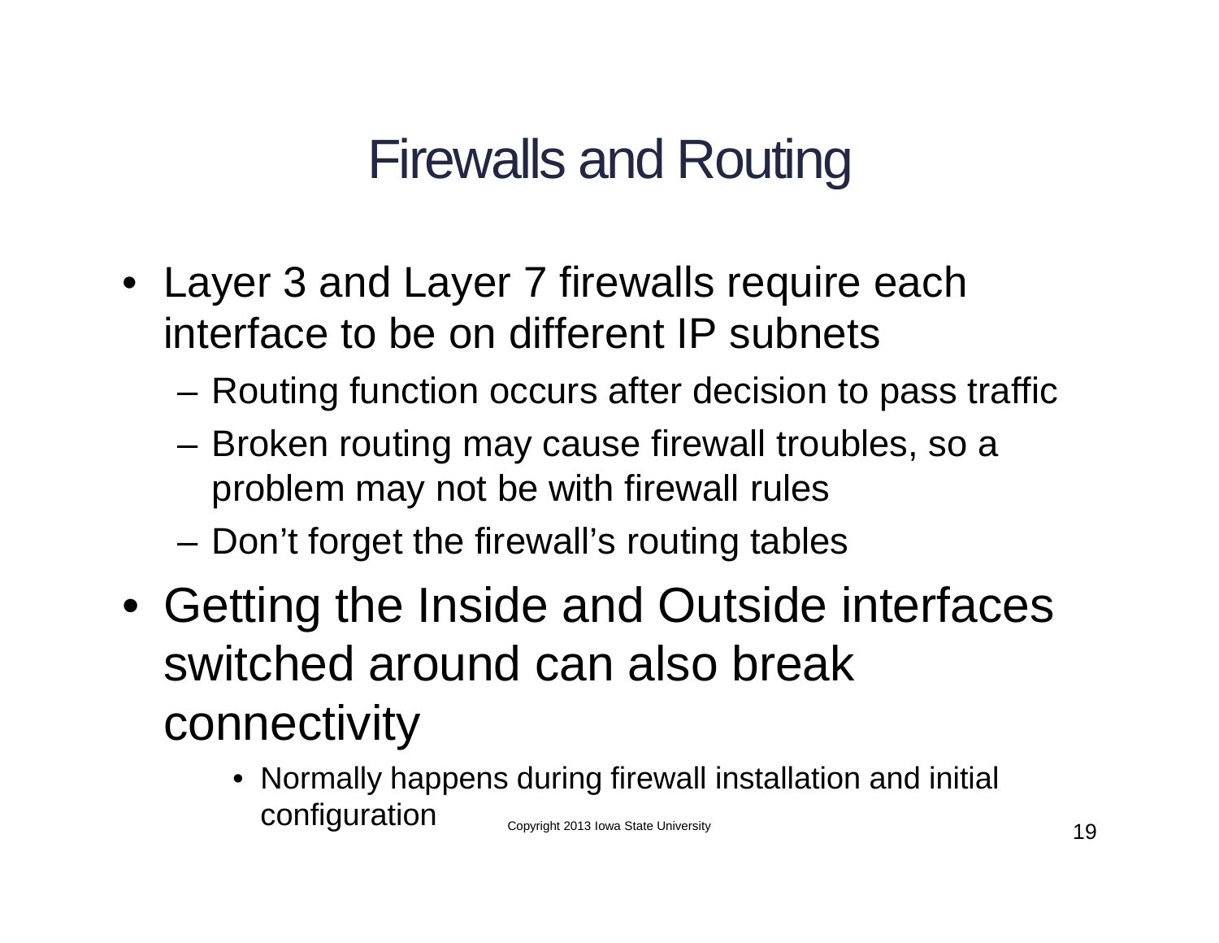# Firewalls and Routing

- Layer 3 and Layer 7 firewalls require each interface to be on different IP subnets
  - Routing function occurs after decision to pass traffic
  - Broken routing may cause firewall troubles, so a problem may not be with firewall rules
  - Don't forget the firewall's routing tables
- Getting the Inside and Outside interfaces switched around can also break connectivity
  - Normally happens during firewall installation and initial configuration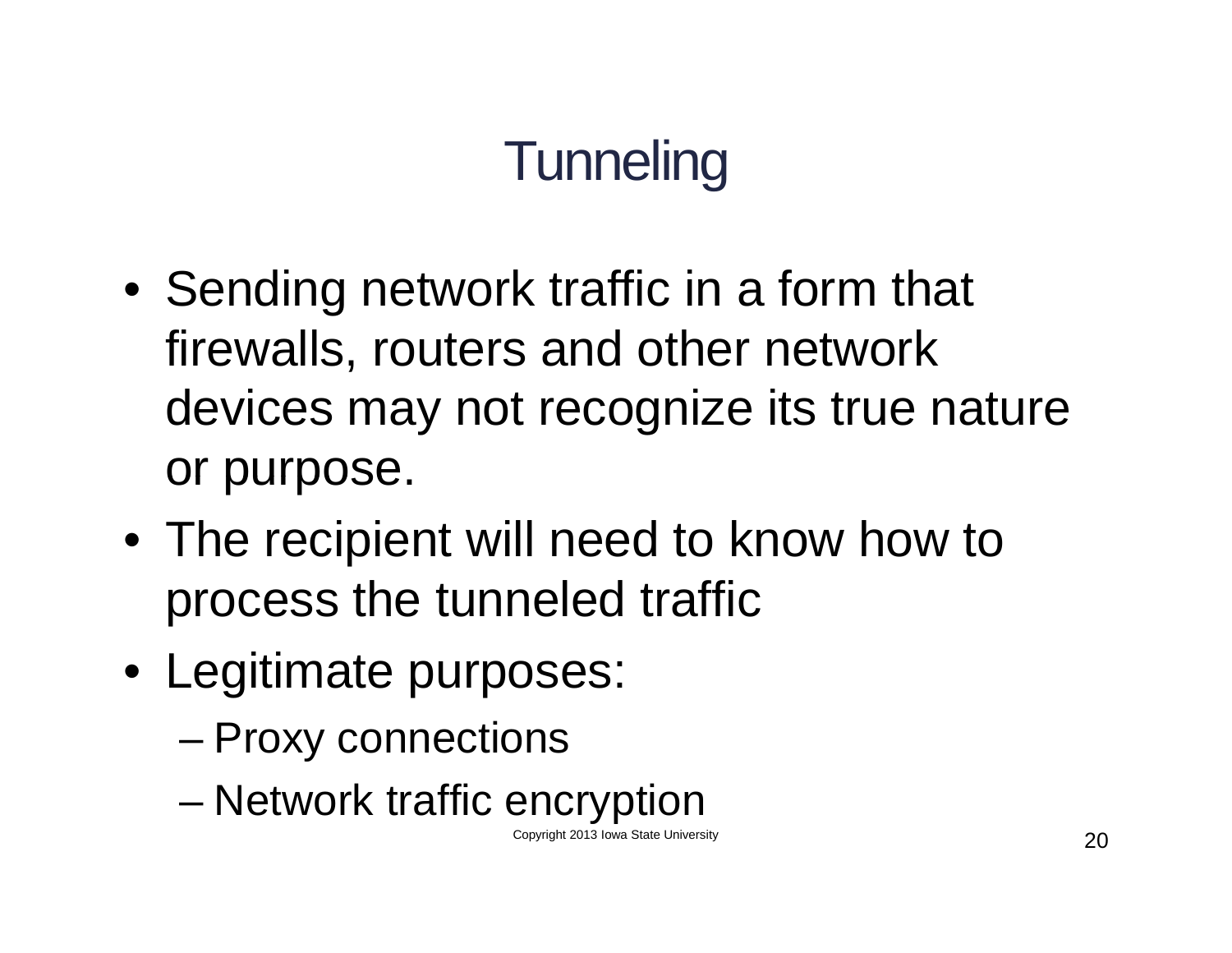# Tunneling

- Sending network traffic in a form that firewalls, routers and other network devices may not recognize its true nature or purpose.
- The recipient will need to know how to process the tunneled traffic
- Legitimate purposes:
  - Proxy connections
  - Network traffic encryption

Copyright 2013 Iowa State University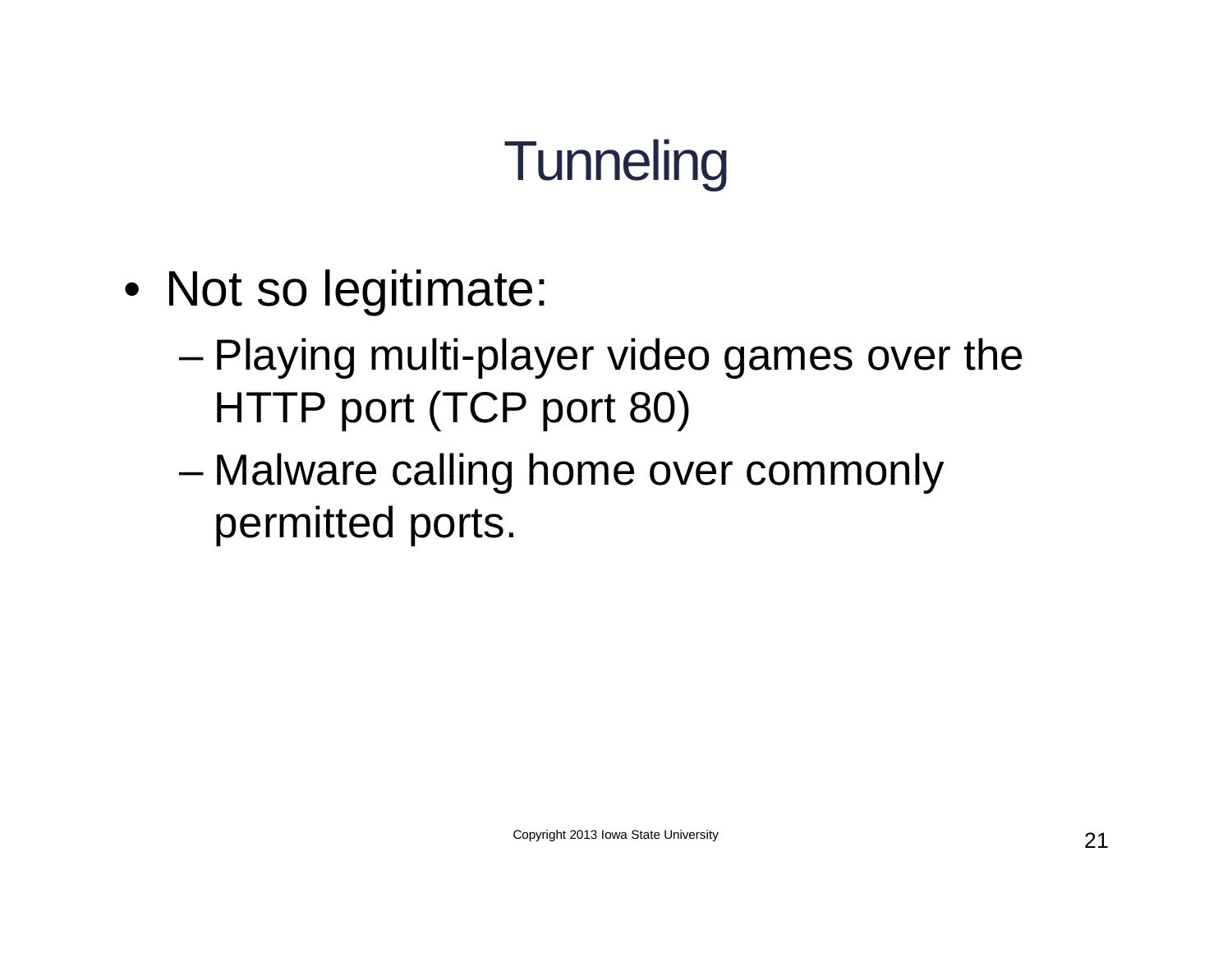# Tunneling

- Not so legitimate:
  - Playing multi-player video games over the HTTP port (TCP port 80)
  - Malware calling home over commonly permitted ports.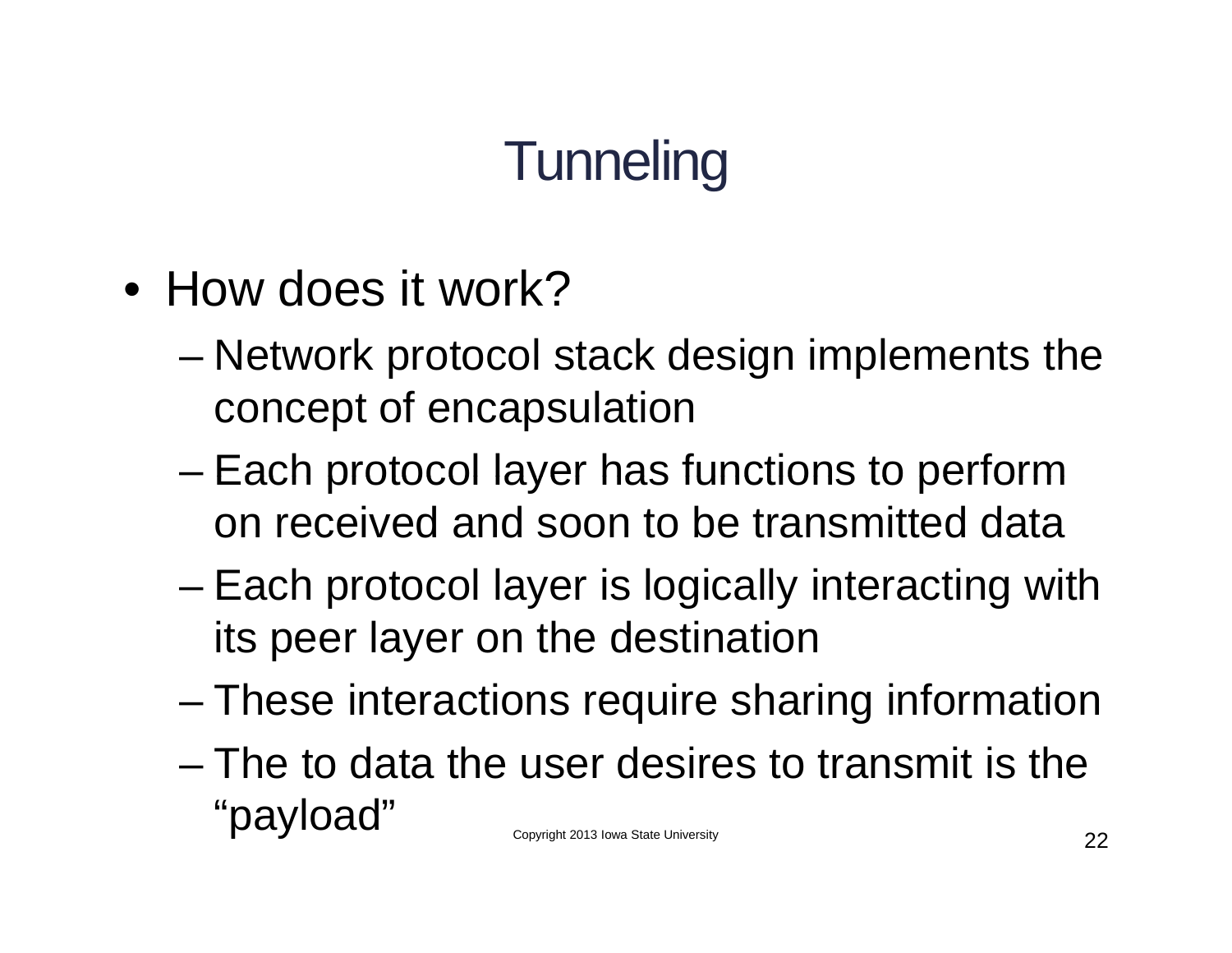# Tunneling

- How does it work?
  - Network protocol stack design implements the concept of encapsulation
  - Each protocol layer has functions to perform on received and soon to be transmitted data
  - Each protocol layer is logically interacting with its peer layer on the destination
  - These interactions require sharing information
  - The to data the user desires to transmit is the "payload"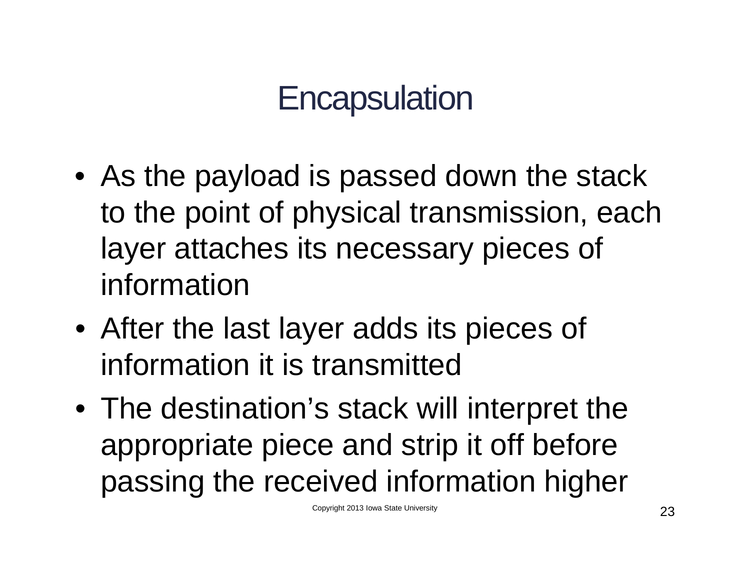# Encapsulation

- As the payload is passed down the stack to the point of physical transmission, each layer attaches its necessary pieces of information
- After the last layer adds its pieces of information it is transmitted
- The destination's stack will interpret the appropriate piece and strip it off before passing the received information higher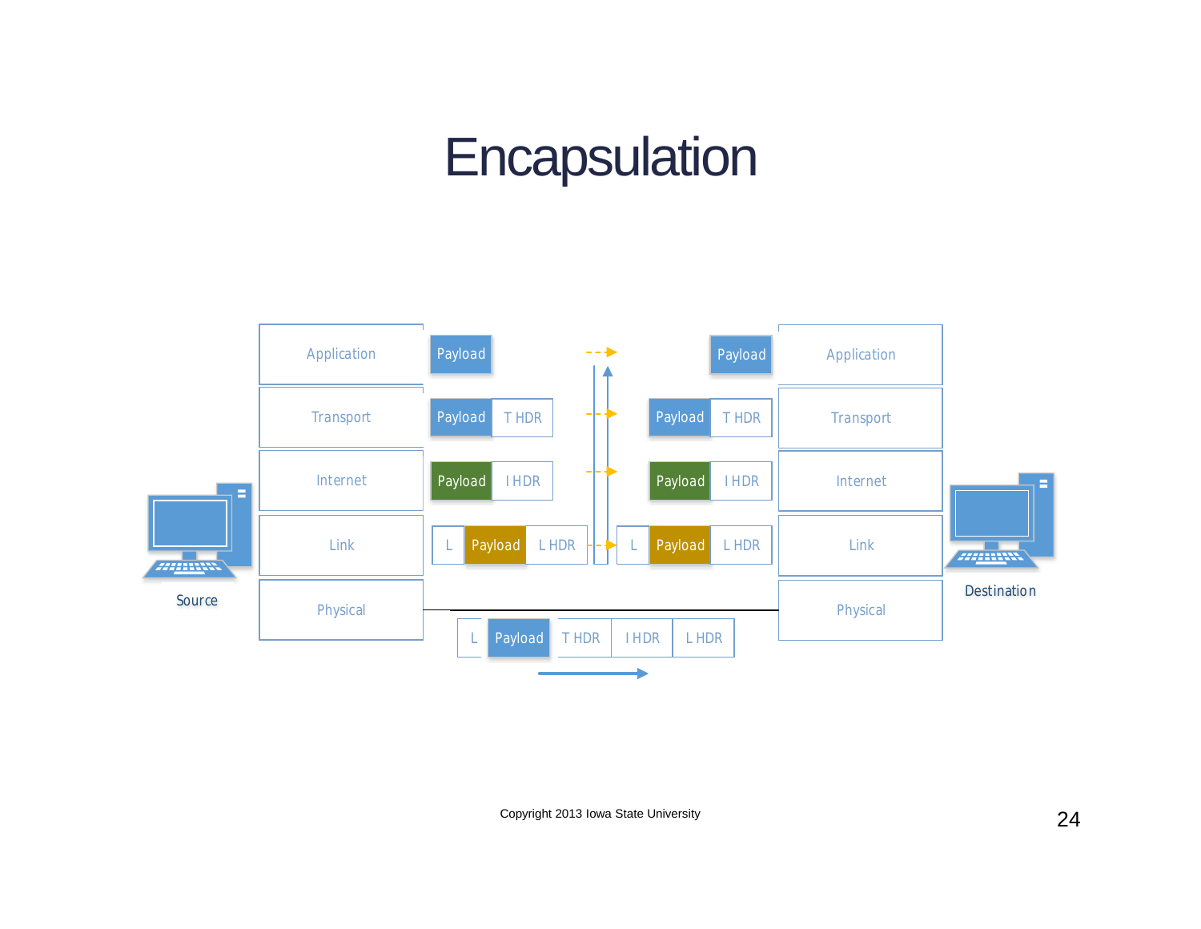# Encapsulation

Source

Application

Transport

Internet

Link

Physical

Payload

Payload | T HDR

Payload | I HDR

L | Payload | L HDR

L | Payload | T HDR | I HDR | L HDR

Payload

Payload | T HDR

Payload | I HDR

L | Payload | L HDR

Application

Transport

Internet

Link

Physical

Destination

Copyright 2013 Iowa State University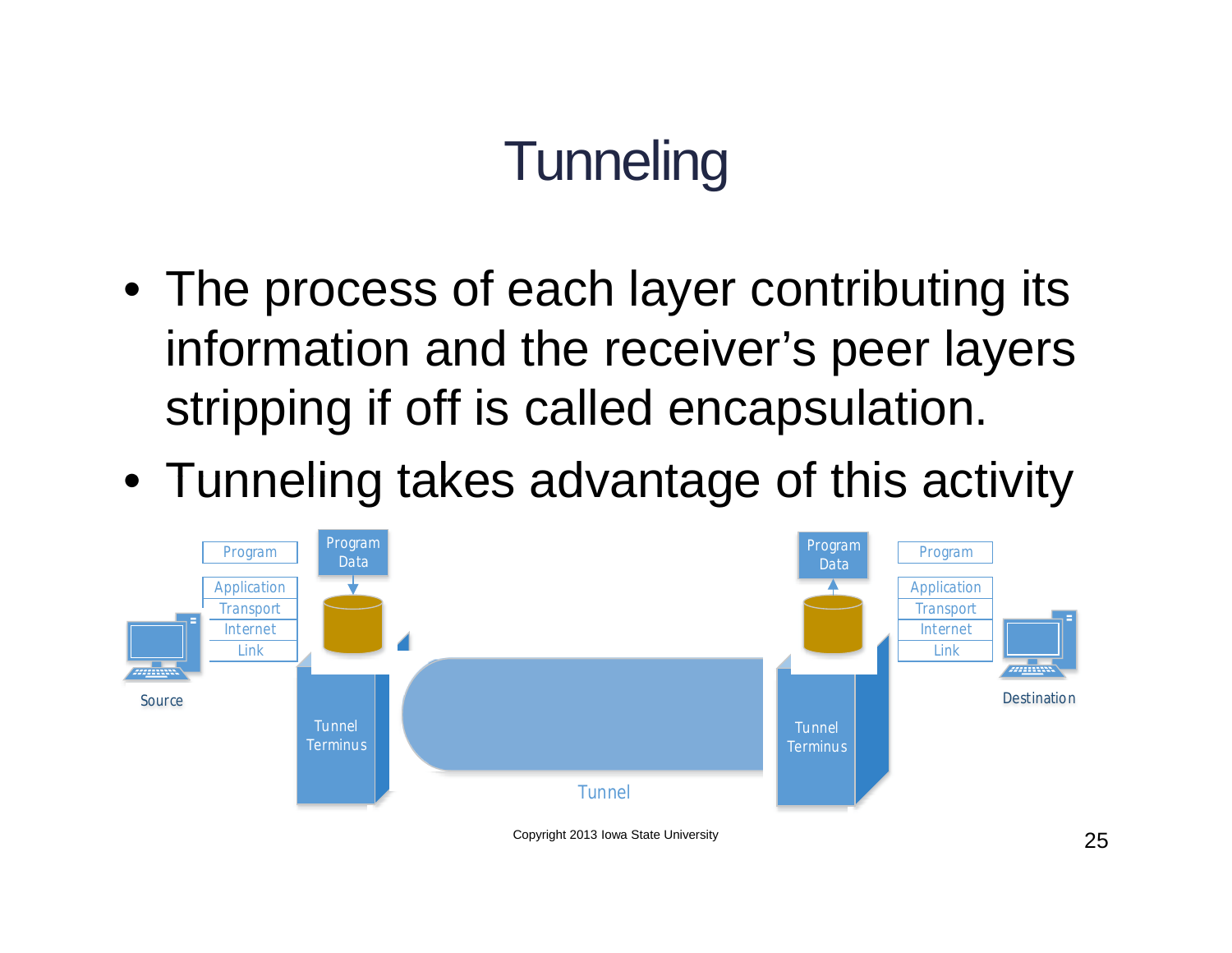# Tunneling

- The process of each layer contributing its information and the receiver's peer layers stripping if off is called encapsulation.
- Tunneling takes advantage of this activity

Copyright 2013 Iowa State University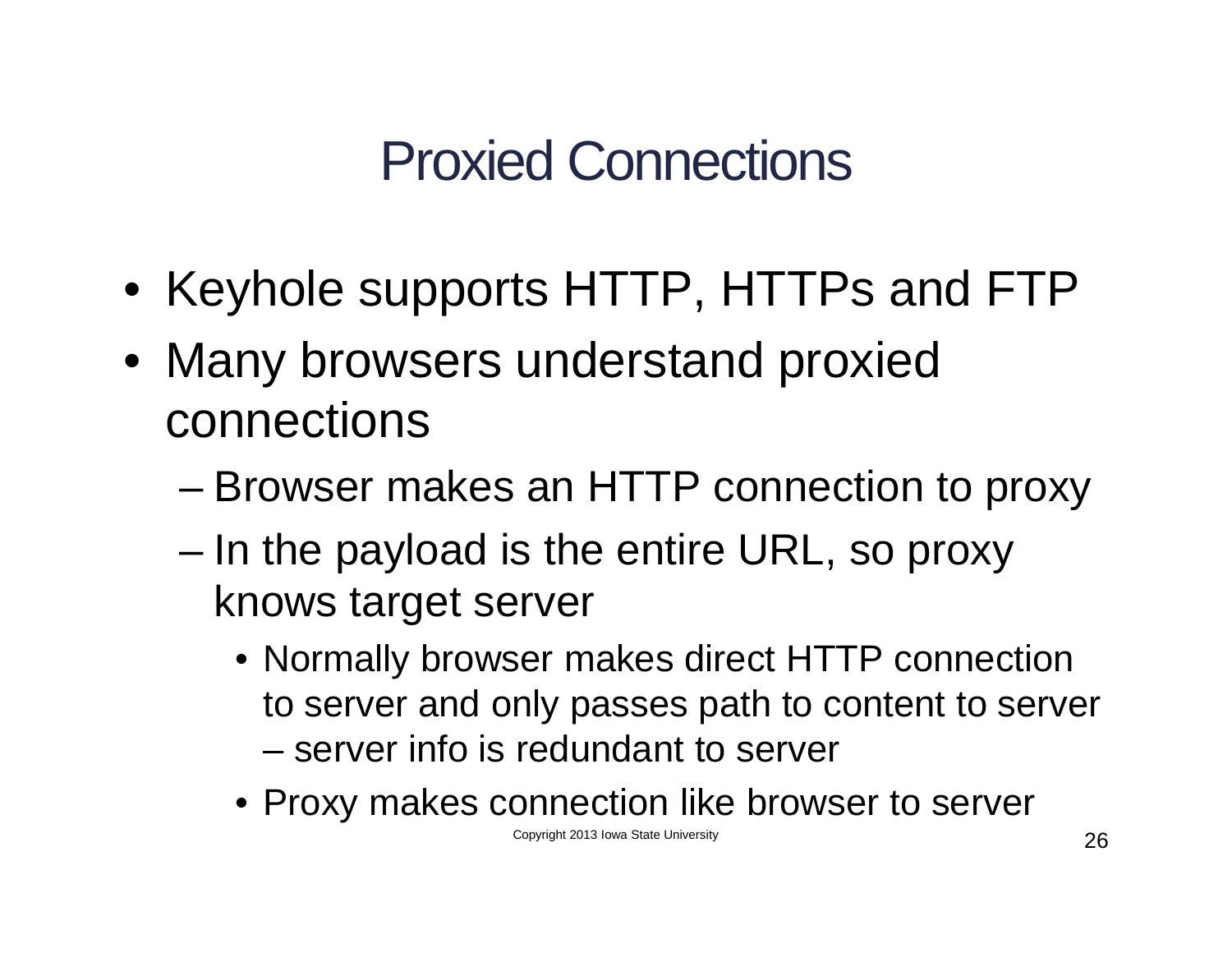# Proxied Connections

- Keyhole supports HTTP, HTTPs and FTP
- Many browsers understand proxied connections
  - Browser makes an HTTP connection to proxy
  - In the payload is the entire URL, so proxy knows target server
    - Normally browser makes direct HTTP connection to server and only passes path to content to server – server info is redundant to server
    - Proxy makes connection like browser to server

Copyright 2013 Iowa State University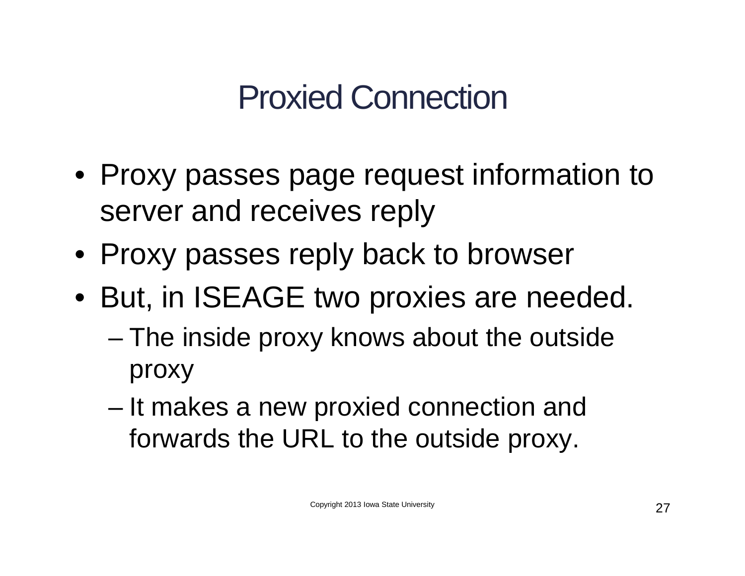# Proxied Connection

- Proxy passes page request information to server and receives reply
- Proxy passes reply back to browser
- But, in ISEAGE two proxies are needed.
  - The inside proxy knows about the outside proxy
  - It makes a new proxied connection and forwards the URL to the outside proxy.

Copyright 2013 Iowa State University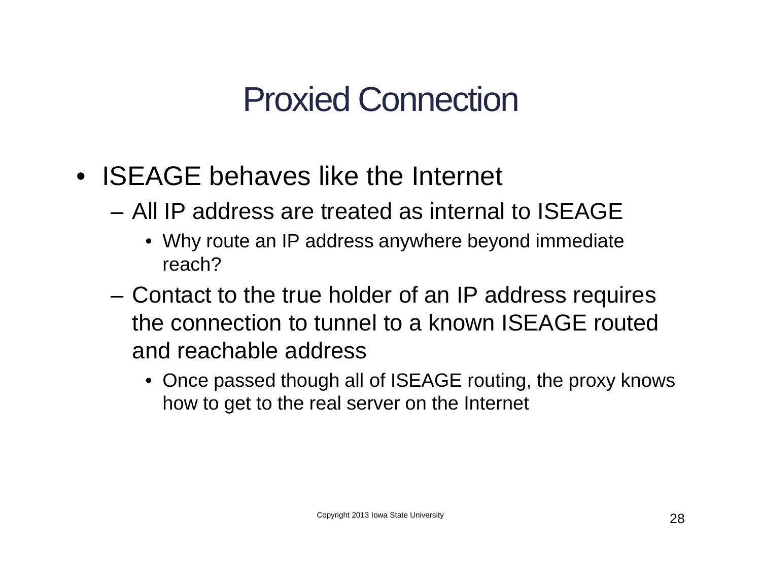# Proxied Connection

- ISEAGE behaves like the Internet
  - All IP address are treated as internal to ISEAGE
    - Why route an IP address anywhere beyond immediate reach?
  - Contact to the true holder of an IP address requires the connection to tunnel to a known ISEAGE routed and reachable address
    - Once passed though all of ISEAGE routing, the proxy knows how to get to the real server on the Internet

Copyright 2013 Iowa State University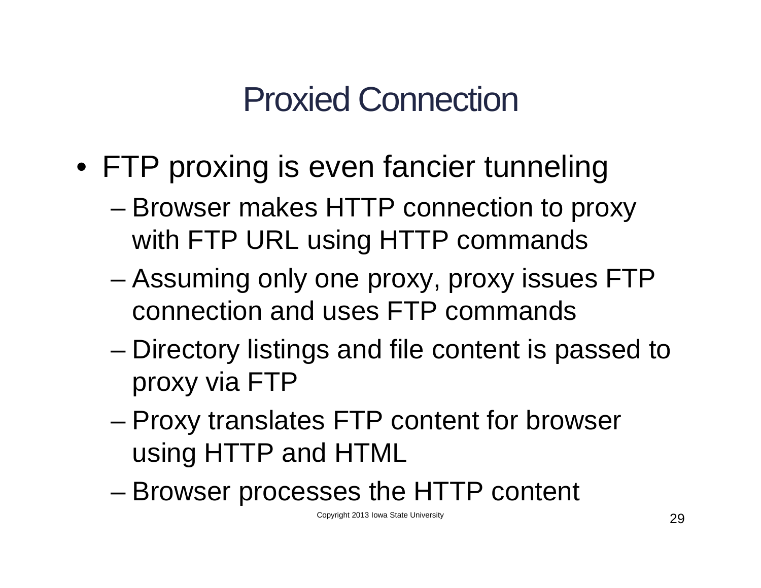# Proxied Connection

- FTP proxing is even fancier tunneling
  - Browser makes HTTP connection to proxy with FTP URL using HTTP commands
  - Assuming only one proxy, proxy issues FTP connection and uses FTP commands
  - Directory listings and file content is passed to proxy via FTP
  - Proxy translates FTP content for browser using HTTP and HTML
  - Browser processes the HTTP content

Copyright 2013 Iowa State University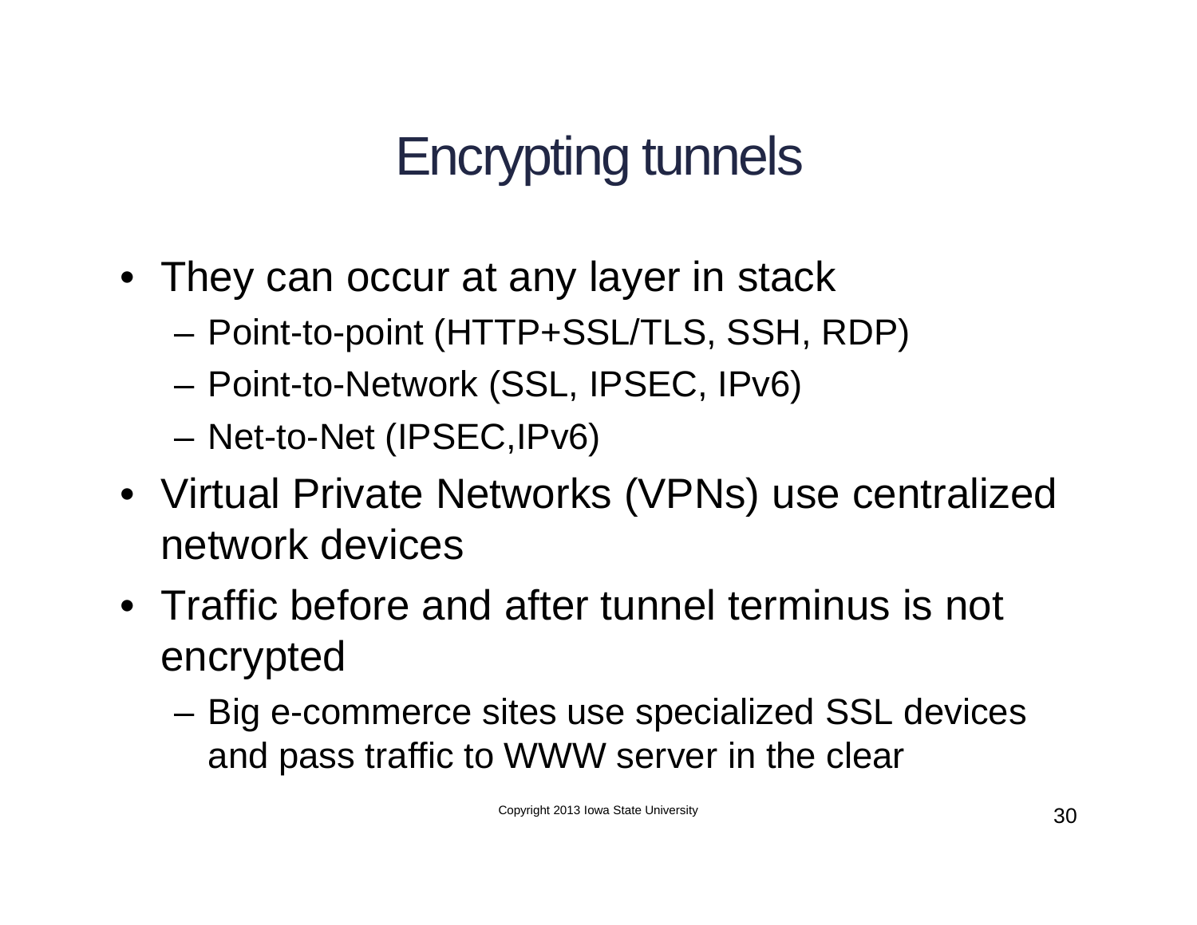# Encrypting tunnels

- They can occur at any layer in stack
  - Point-to-point (HTTP+SSL/TLS, SSH, RDP)
  - Point-to-Network (SSL, IPSEC, IPv6)
  - Net-to-Net (IPSEC,IPv6)
- Virtual Private Networks (VPNs) use centralized network devices
- Traffic before and after tunnel terminus is not encrypted
  - Big e-commerce sites use specialized SSL devices and pass traffic to WWW server in the clear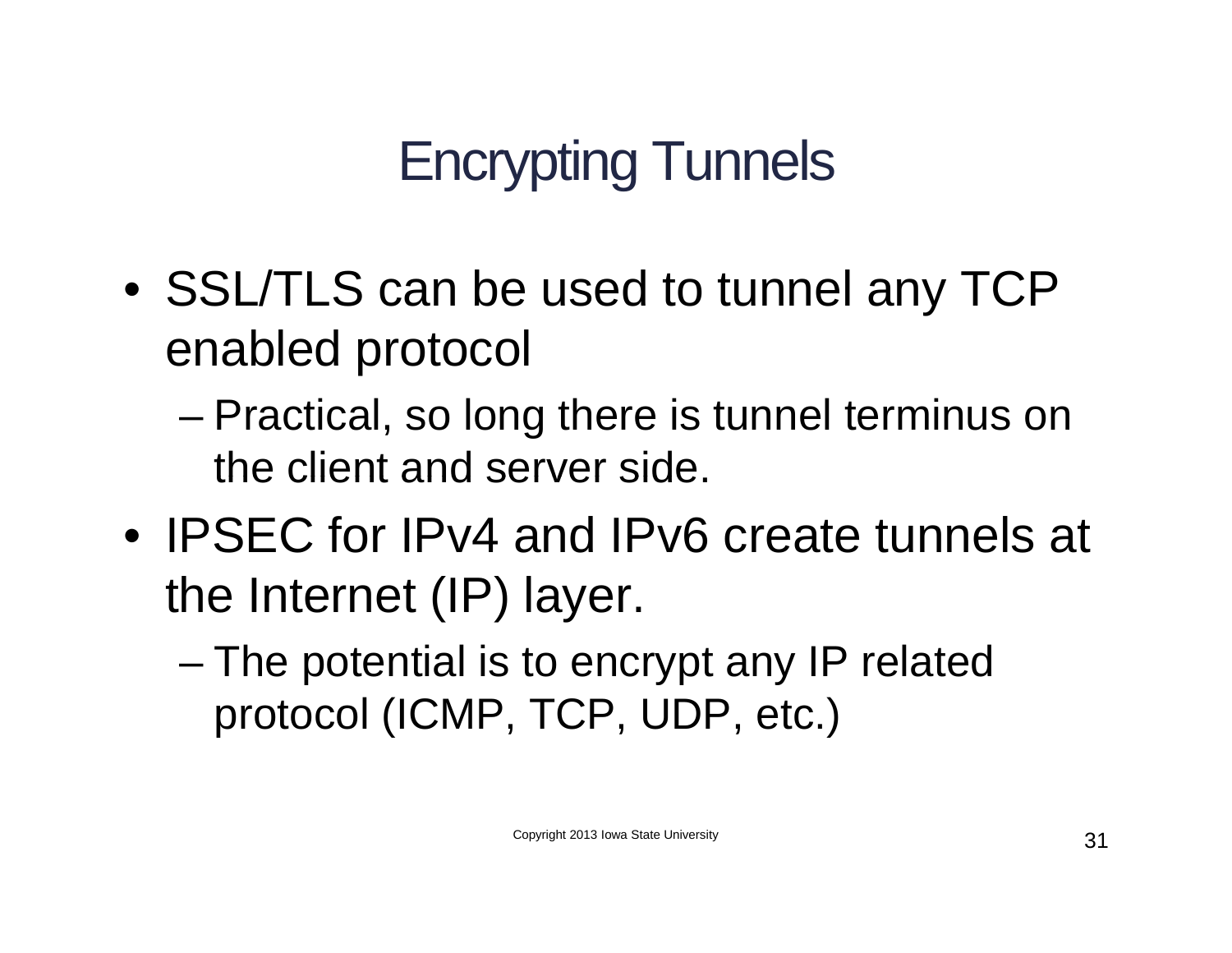# Encrypting Tunnels

- SSL/TLS can be used to tunnel any TCP enabled protocol
  - Practical, so long there is tunnel terminus on the client and server side.
- IPSEC for IPv4 and IPv6 create tunnels at the Internet (IP) layer.
  - The potential is to encrypt any IP related protocol (ICMP, TCP, UDP, etc.)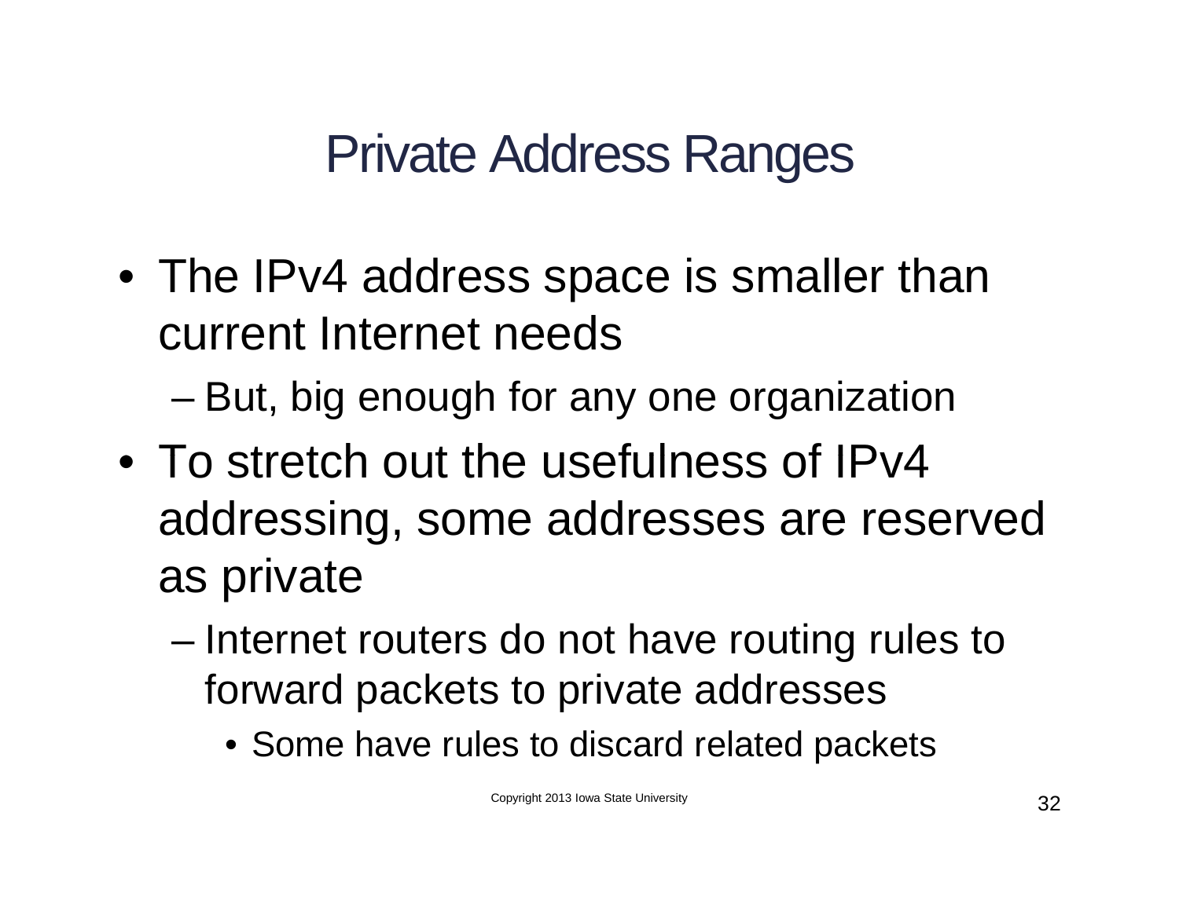# Private Address Ranges

- The IPv4 address space is smaller than current Internet needs
  - But, big enough for any one organization
- To stretch out the usefulness of IPv4 addressing, some addresses are reserved as private
  - Internet routers do not have routing rules to forward packets to private addresses
    - Some have rules to discard related packets

Copyright 2013 Iowa State University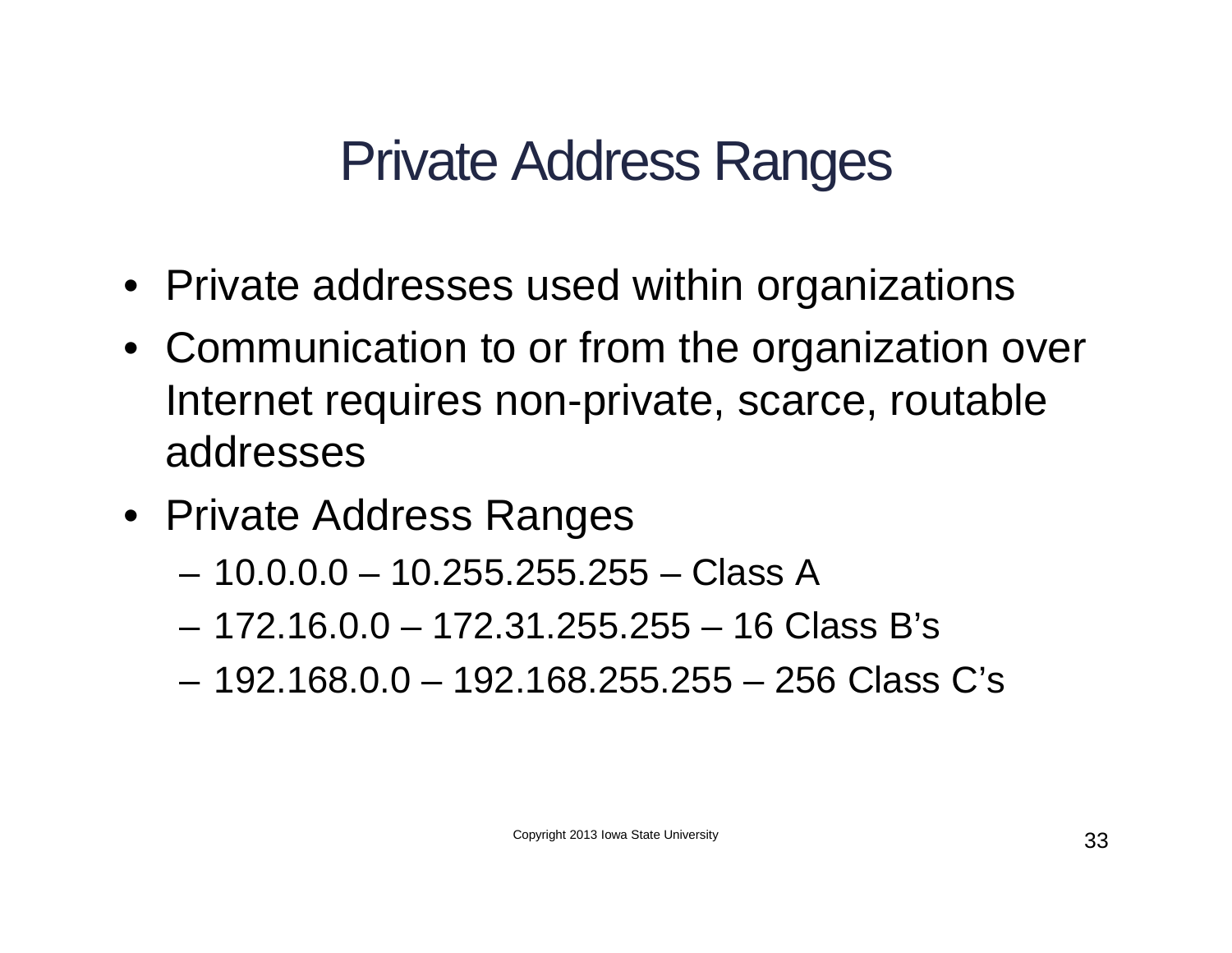# Private Address Ranges

- Private addresses used within organizations
- Communication to or from the organization over Internet requires non-private, scarce, routable addresses
- Private Address Ranges
  - 10.0.0.0 – 10.255.255.255 – Class A
  - 172.16.0.0 – 172.31.255.255 – 16 Class B's
  - 192.168.0.0 – 192.168.255.255 – 256 Class C's

Copyright 2013 Iowa State University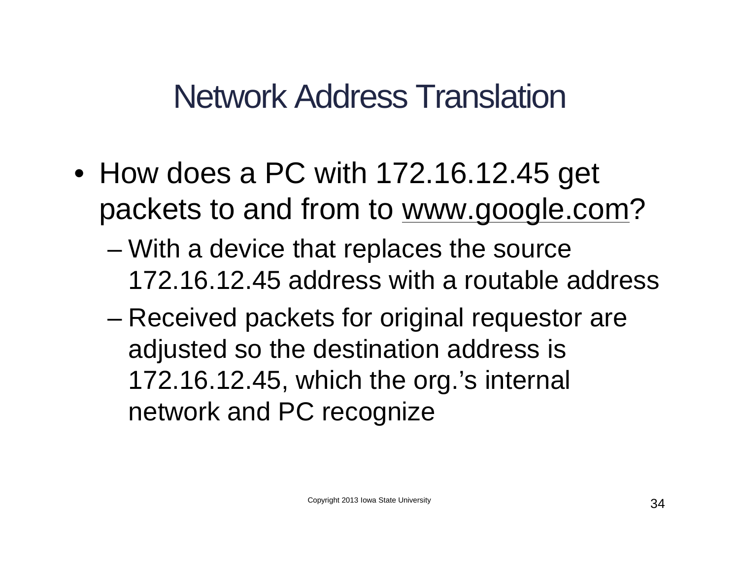# Network Address Translation

- How does a PC with 172.16.12.45 get packets to and from to www.google.com?
  - With a device that replaces the source 172.16.12.45 address with a routable address
  - Received packets for original requestor are adjusted so the destination address is 172.16.12.45, which the org.'s internal network and PC recognize

Copyright 2013 Iowa State University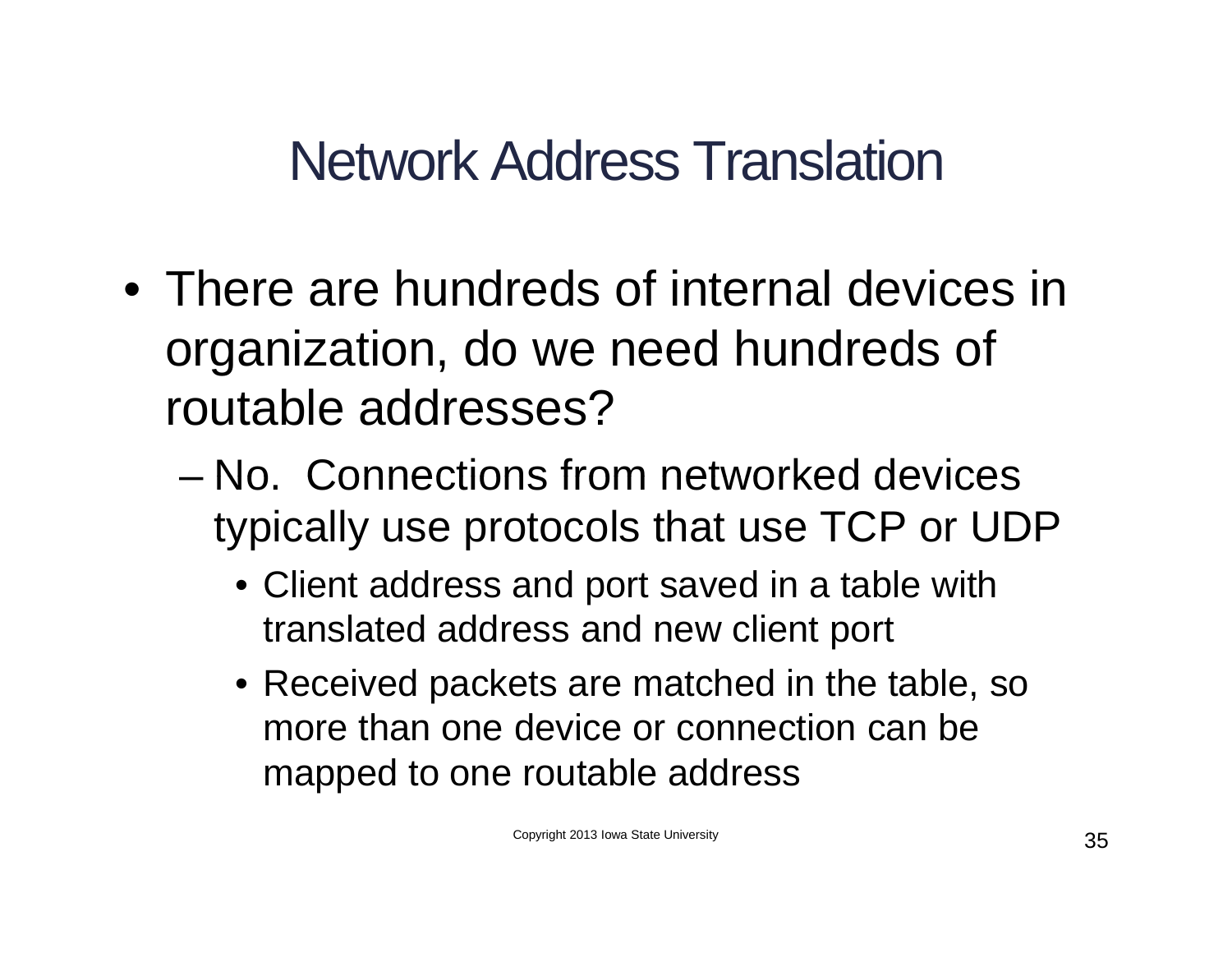# Network Address Translation

- There are hundreds of internal devices in organization, do we need hundreds of routable addresses?
  - No. Connections from networked devices typically use protocols that use TCP or UDP
    - Client address and port saved in a table with translated address and new client port
    - Received packets are matched in the table, so more than one device or connection can be mapped to one routable address

Copyright 2013 Iowa State University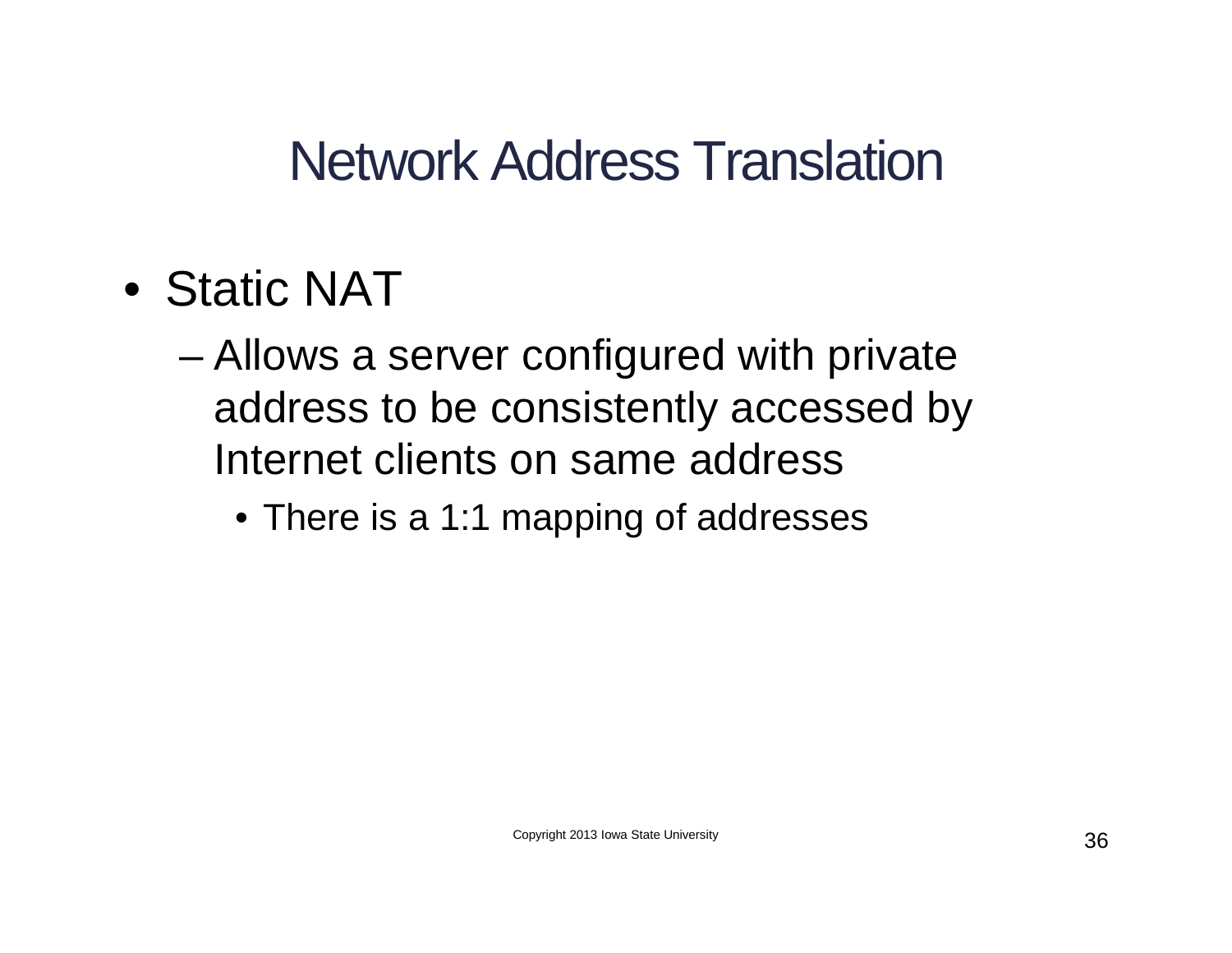# Network Address Translation

- Static NAT
  - Allows a server configured with private address to be consistently accessed by Internet clients on same address
    - There is a 1:1 mapping of addresses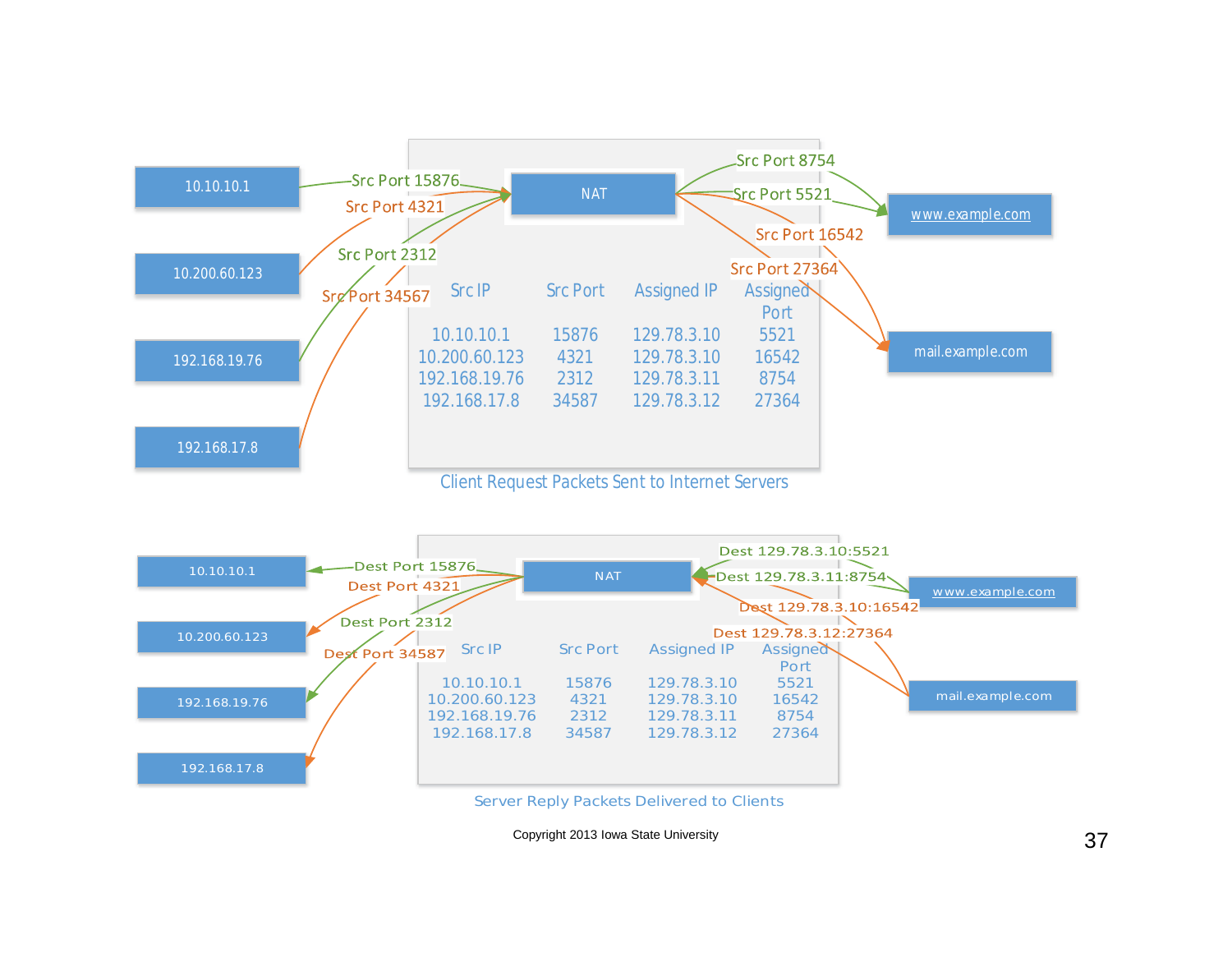## Client Request Packets Sent to Internet Servers

| Src IP | Src Port | Assigned IP | Assigned Port |
|---|---|---|---|
| 10.10.10.1 | 15876 | 129.78.3.10 | 5521 |
| 10.200.60.123 | 4321 | 129.78.3.10 | 16542 |
| 192.168.19.76 | 2312 | 129.78.3.11 | 8754 |
| 192.168.17.8 | 34587 | 129.78.3.12 | 27364 |

- 10.10.10.1 → NAT: Src Port 15876; NAT → www.example.com: Src Port 5521
- 10.200.60.123 → NAT: Src Port 4321; NAT → mail.example.com: Src Port 16542
- 192.168.19.76 → NAT: Src Port 2312; NAT → www.example.com: Src Port 8754
- 192.168.17.8 → NAT: Src Port 34567; NAT → mail.example.com: Src Port 27364

## Server Reply Packets Delivered to Clients

| Src IP | Src Port | Assigned IP | Assigned Port |
|---|---|---|---|
| 10.10.10.1 | 15876 | 129.78.3.10 | 5521 |
| 10.200.60.123 | 4321 | 129.78.3.10 | 16542 |
| 192.168.19.76 | 2312 | 129.78.3.11 | 8754 |
| 192.168.17.8 | 34587 | 129.78.3.12 | 27364 |

- www.example.com → NAT: Dest 129.78.3.10:5521; NAT → 10.10.10.1: Dest Port 15876
- mail.example.com → NAT: Dest 129.78.3.10:16542; NAT → 10.200.60.123: Dest Port 4321
- www.example.com → NAT: Dest 129.78.3.11:8754; NAT → 192.168.19.76: Dest Port 2312
- mail.example.com → NAT: Dest 129.78.3.12:27364; NAT → 192.168.17.8: Dest Port 34587

Copyright 2013 Iowa State University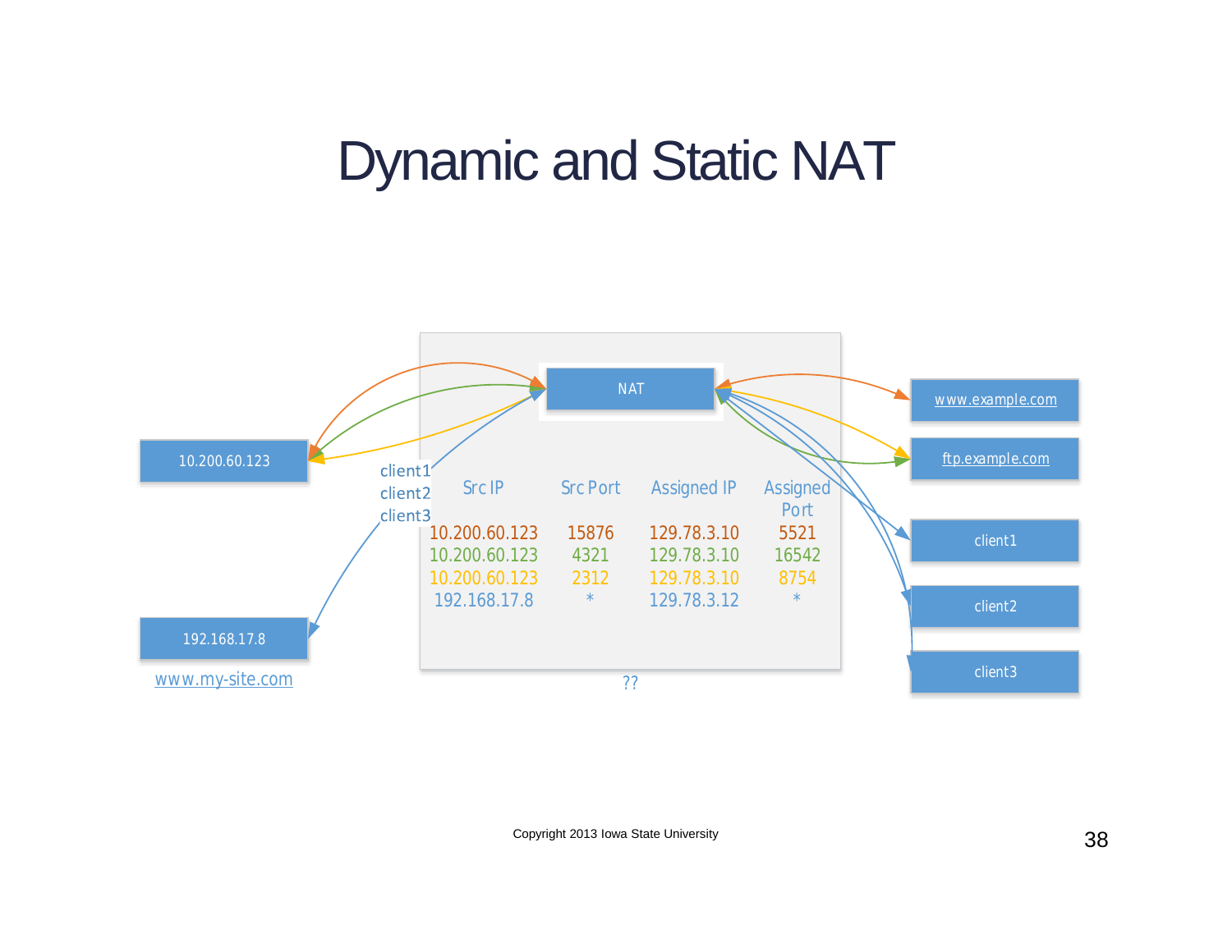# Dynamic and Static NAT

10.200.60.123

192.168.17.8

www.my-site.com

NAT

client1
client2
client3

| Src IP | Src Port | Assigned IP | Assigned Port |
|---|---|---|---|
| 10.200.60.123 | 15876 | 129.78.3.10 | 5521 |
| 10.200.60.123 | 4321 | 129.78.3.10 | 16542 |
| 10.200.60.123 | 2312 | 129.78.3.10 | 8754 |
| 192.168.17.8 | * | 129.78.3.12 | * |

??

www.example.com

ftp.example.com

client1

client2

client3

Copyright 2013 Iowa State University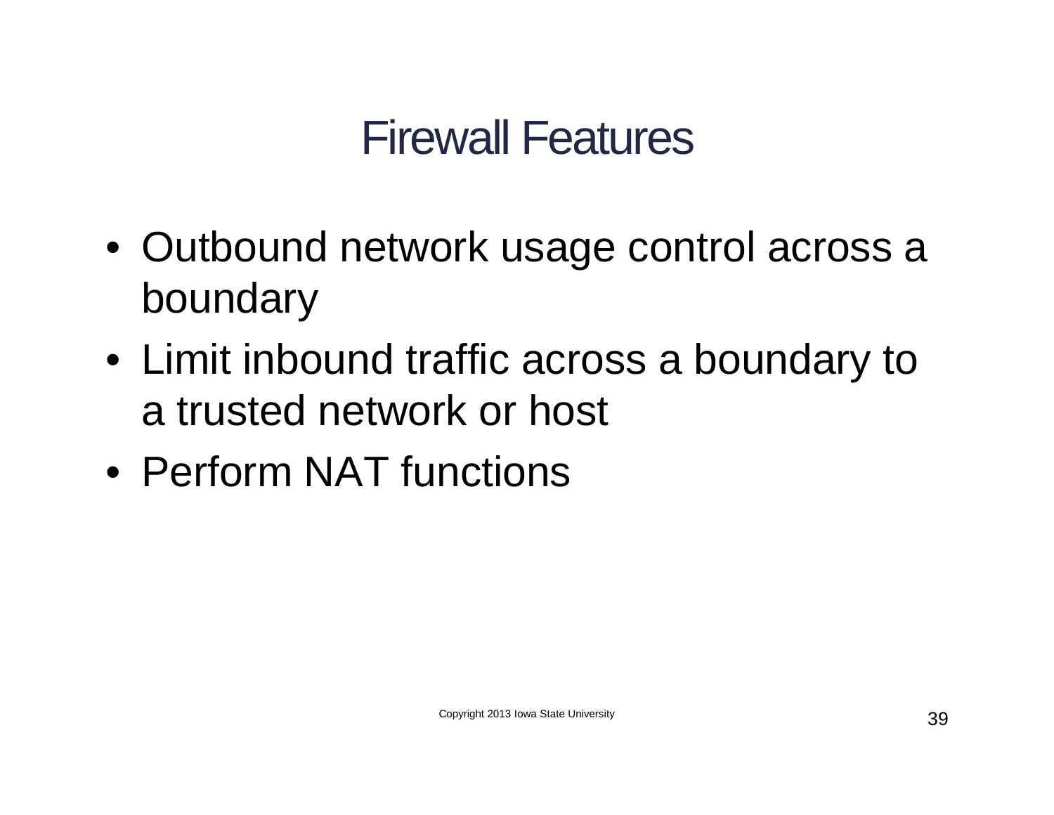# Firewall Features

- Outbound network usage control across a boundary
- Limit inbound traffic across a boundary to a trusted network or host
- Perform NAT functions

Copyright 2013 Iowa State University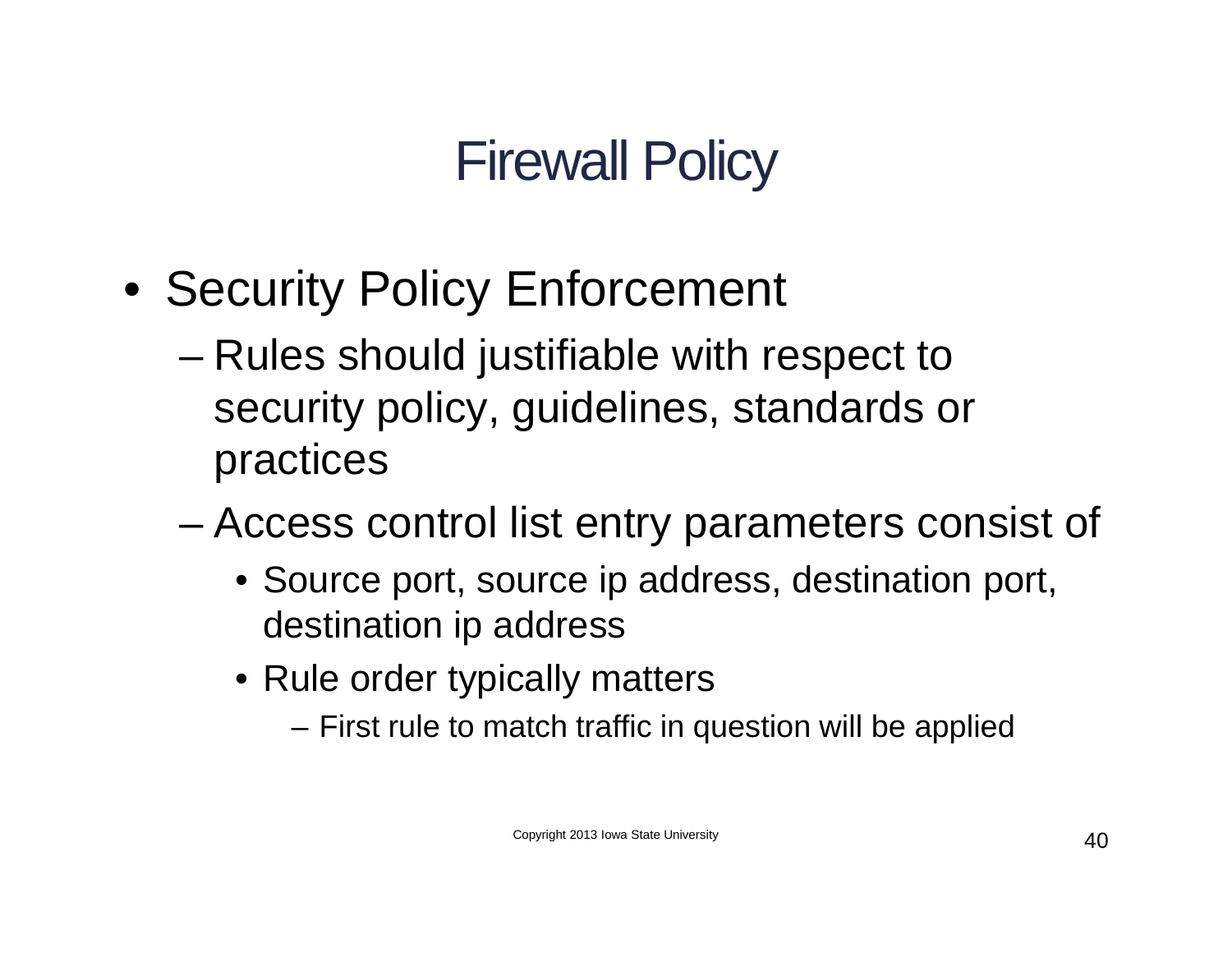# Firewall Policy

- Security Policy Enforcement
  - Rules should justifiable with respect to security policy, guidelines, standards or practices
  - Access control list entry parameters consist of
    - Source port, source ip address, destination port, destination ip address
    - Rule order typically matters
      - First rule to match traffic in question will be applied

Copyright 2013 Iowa State University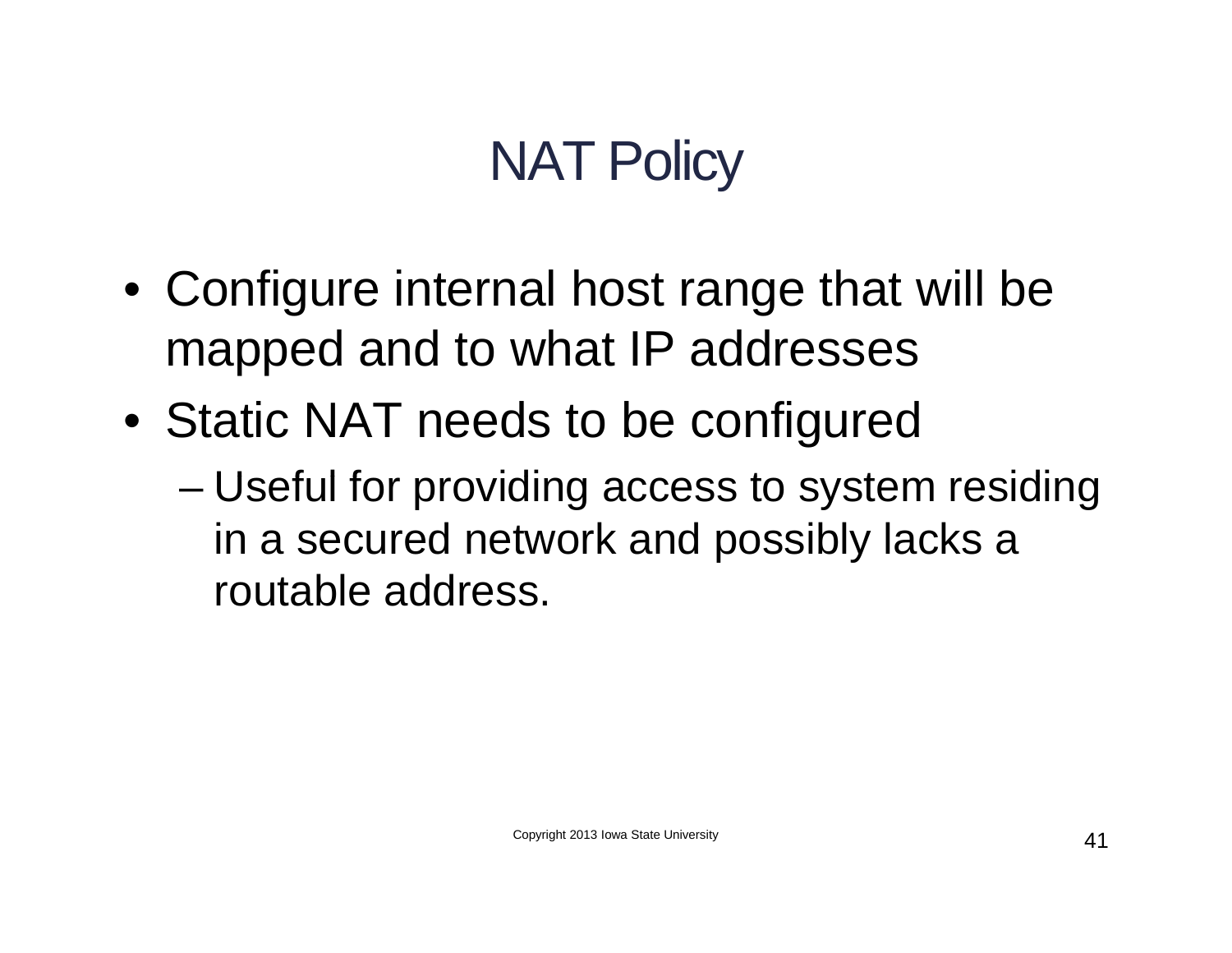# NAT Policy

- Configure internal host range that will be mapped and to what IP addresses
- Static NAT needs to be configured
  - Useful for providing access to system residing in a secured network and possibly lacks a routable address.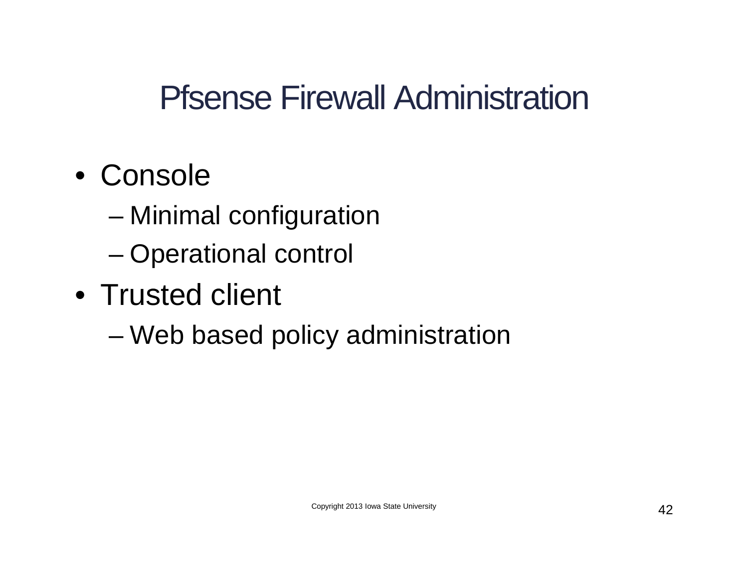# Pfsense Firewall Administration

- Console
  - Minimal configuration
  - Operational control
- Trusted client
  - Web based policy administration

Copyright 2013 Iowa State University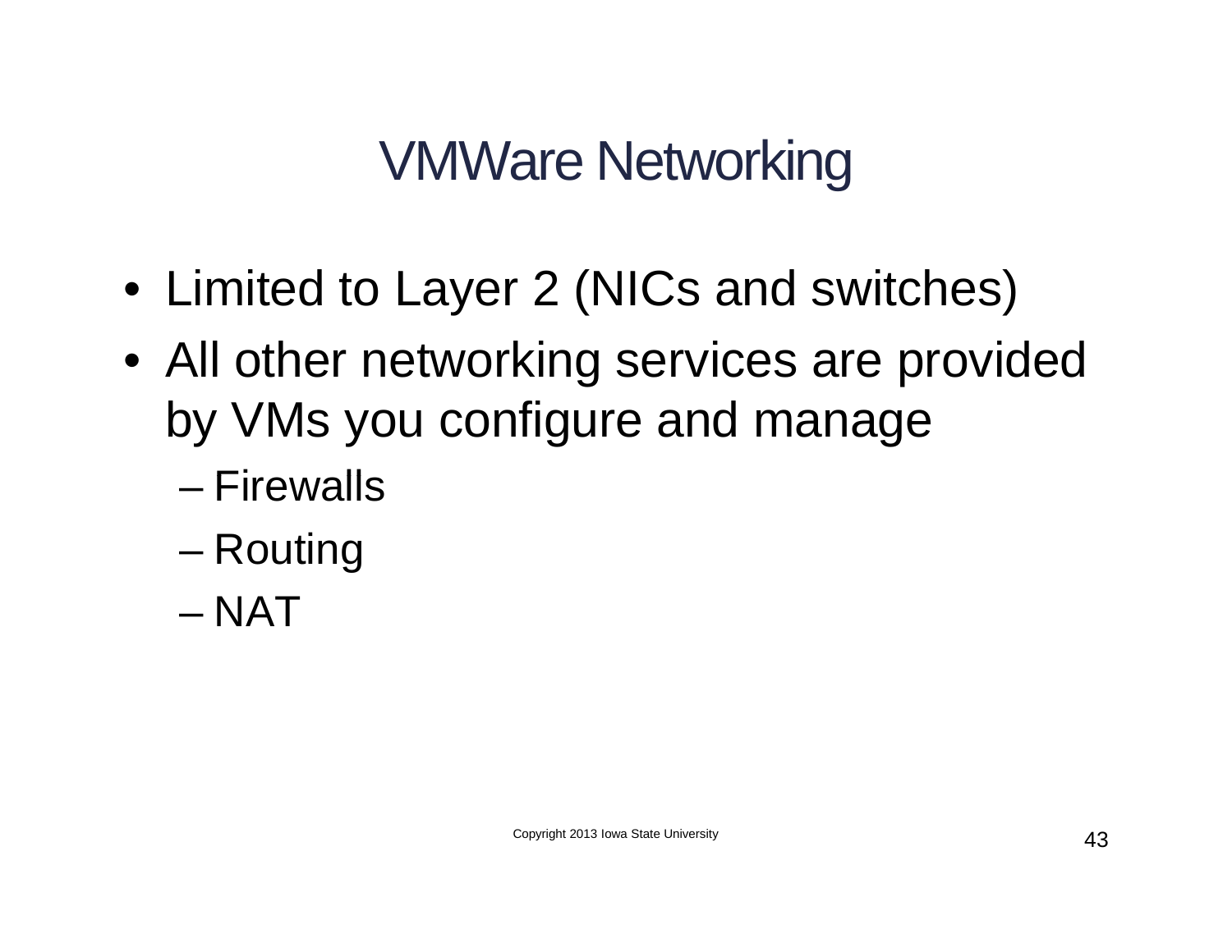# VMWare Networking

- Limited to Layer 2 (NICs and switches)
- All other networking services are provided by VMs you configure and manage
  - Firewalls
  - Routing
  - NAT

Copyright 2013 Iowa State University